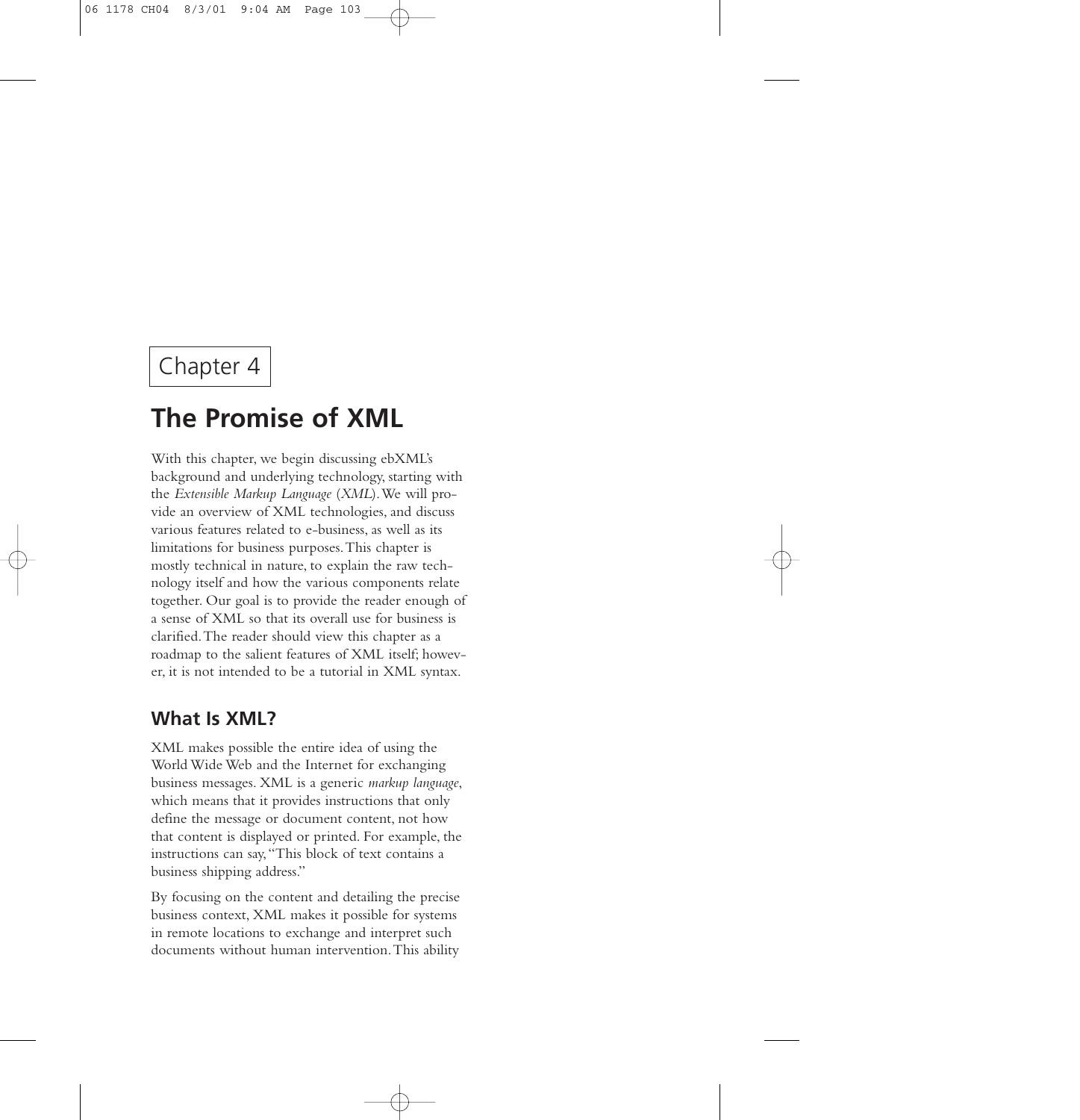Chapter 4

# The Promise of XML

With this chapter, we begin discussing ebXML's background and underlying technology, starting with the *Extensible Markup Language* (*XML*). We will provide an overview of XML technologies, and discuss various features related to e-business, as well as its limitations for business purposes. This chapter is mostly technical in nature, to explain the raw technology itself and how the various components relate together. Our goal is to provide the reader enough of a sense of XML so that its overall use for business is clarified. The reader should view this chapter as a roadmap to the salient features of XML itself; however, it is not intended to be a tutorial in XML syntax.

## What Is XML?

XML makes possible the entire idea of using the World Wide Web and the Internet for exchanging business messages. XML is a generic *markup language*, which means that it provides instructions that only define the message or document content, not how that content is displayed or printed. For example, the instructions can say, "This block of text contains a business shipping address."

By focusing on the content and detailing the precise business context, XML makes it possible for systems in remote locations to exchange and interpret such documents without human intervention. This ability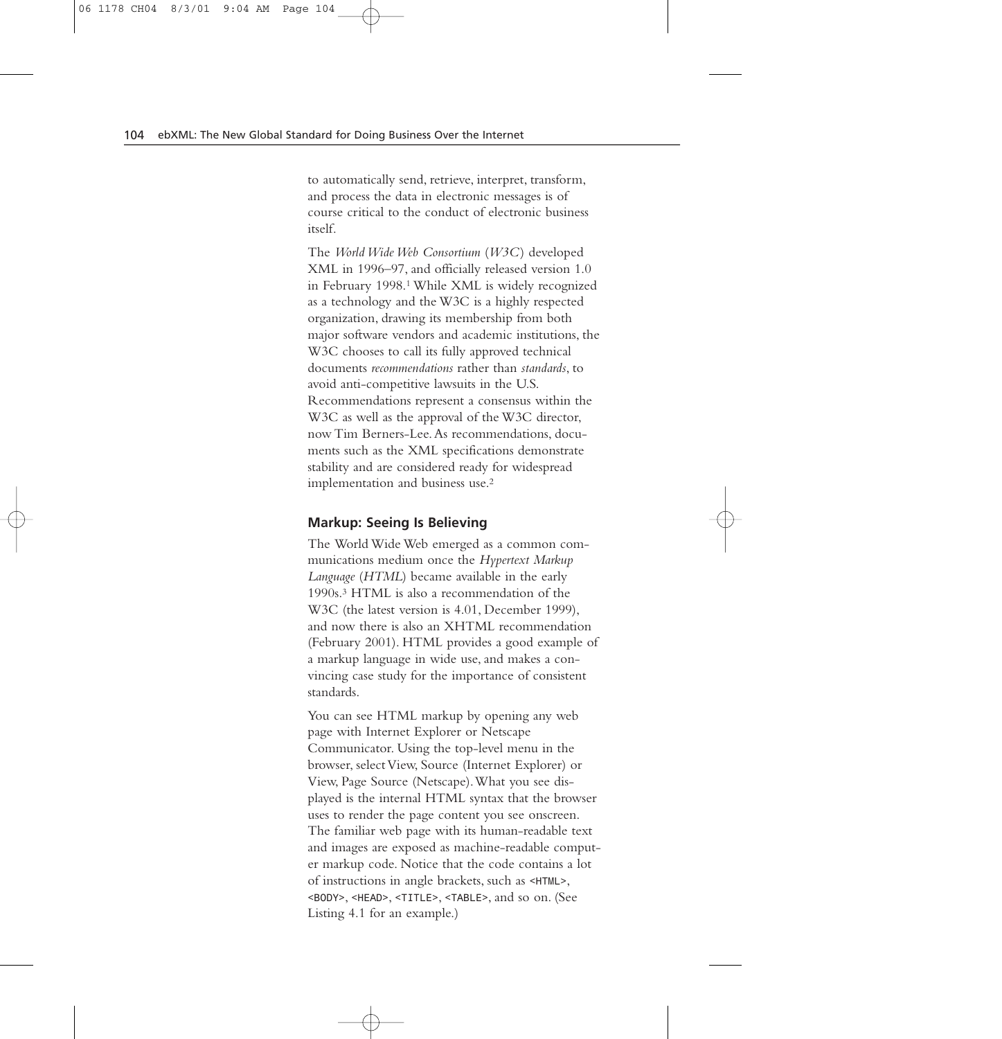to automatically send, retrieve, interpret, transform, and process the data in electronic messages is of course critical to the conduct of electronic business itself.

The *World Wide Web Consortium* (*W3C*) developed XML in 1996–97, and officially released version 1.0 in February 1998.[1] While XML is widely recognized as a technology and the W3C is a highly respected organization, drawing its membership from both major software vendors and academic institutions, the W3C chooses to call its fully approved technical documents *recommendations* rather than *standards*, to avoid anti-competitive lawsuits in the U.S. Recommendations represent a consensus within the W3C as well as the approval of the W3C director, now Tim Berners-Lee. As recommendations, documents such as the XML specifications demonstrate stability and are considered ready for widespread implementation and business use.[2]

### Markup: Seeing Is Believing

The World Wide Web emerged as a common communications medium once the *Hypertext Markup Language* (*HTML*) became available in the early 1990s.[3] HTML is also a recommendation of the W3C (the latest version is 4.01, December 1999), and now there is also an XHTML recommendation (February 2001). HTML provides a good example of a markup language in wide use, and makes a convincing case study for the importance of consistent standards.

You can see HTML markup by opening any web page with Internet Explorer or Netscape Communicator. Using the top-level menu in the browser, select View, Source (Internet Explorer) or View, Page Source (Netscape). What you see displayed is the internal HTML syntax that the browser uses to render the page content you see onscreen. The familiar web page with its human-readable text and images are exposed as machine-readable computer markup code. Notice that the code contains a lot of instructions in angle brackets, such as `<HTML>`, `<BODY>`, `<HEAD>`, `<TITLE>`, `<TABLE>`, and so on. (See Listing 4.1 for an example.)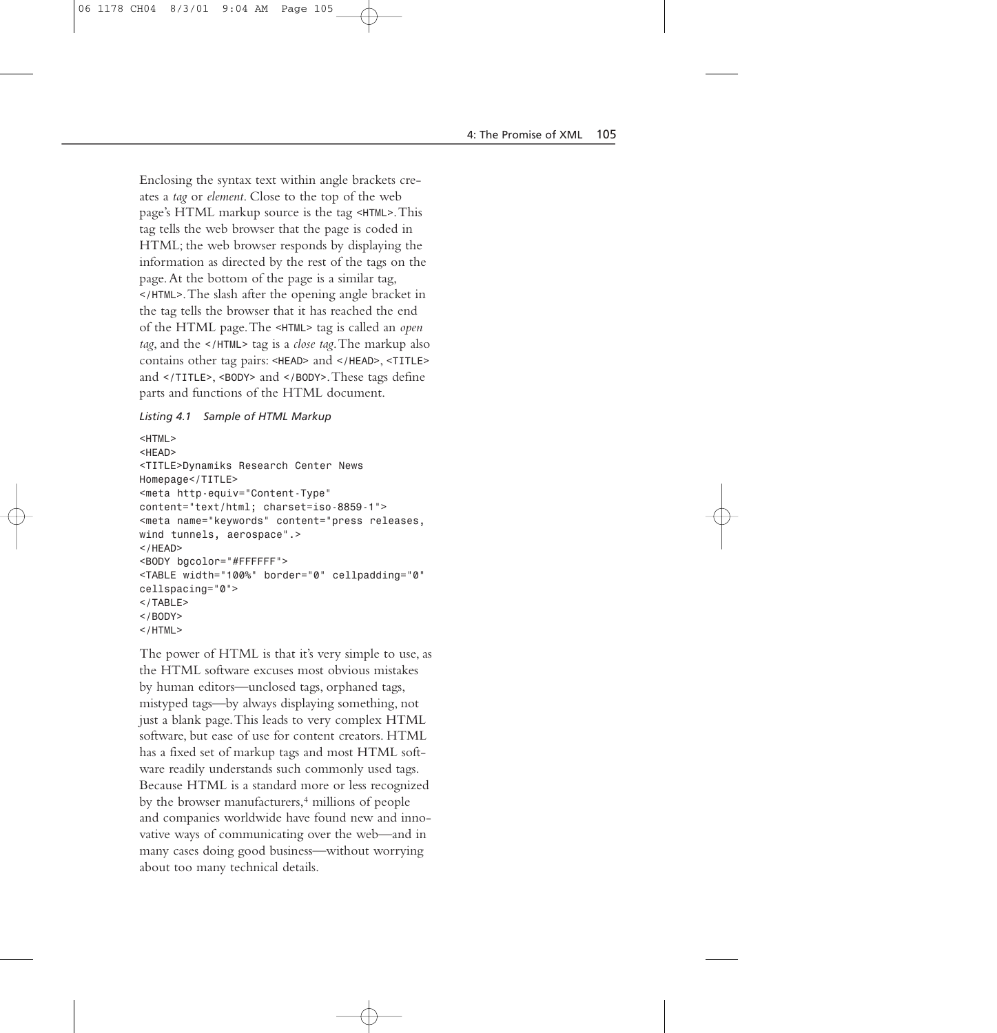Enclosing the syntax text within angle brackets creates a *tag* or *element*. Close to the top of the web page's HTML markup source is the tag `<HTML>`. This tag tells the web browser that the page is coded in HTML; the web browser responds by displaying the information as directed by the rest of the tags on the page. At the bottom of the page is a similar tag, `</HTML>`. The slash after the opening angle bracket in the tag tells the browser that it has reached the end of the HTML page. The `<HTML>` tag is called an *open tag*, and the `</HTML>` tag is a *close tag*. The markup also contains other tag pairs: `<HEAD>` and `</HEAD>`, `<TITLE>` and `</TITLE>`, `<BODY>` and `</BODY>`. These tags define parts and functions of the HTML document.

*Listing 4.1 Sample of HTML Markup*

```
<HTML>
<HEAD>
<TITLE>Dynamiks Research Center News
Homepage</TITLE>
<meta http-equiv="Content-Type"
content="text/html; charset=iso-8859-1">
<meta name="keywords" content="press releases,
wind tunnels, aerospace".>
</HEAD>
<BODY bgcolor="#FFFFFF">
<TABLE width="100%" border="0" cellpadding="0"
cellspacing="0">
</TABLE>
</BODY>
</HTML>
```

The power of HTML is that it's very simple to use, as the HTML software excuses most obvious mistakes by human editors—unclosed tags, orphaned tags, mistyped tags—by always displaying something, not just a blank page. This leads to very complex HTML software, but ease of use for content creators. HTML has a fixed set of markup tags and most HTML software readily understands such commonly used tags. Because HTML is a standard more or less recognized by the browser manufacturers,[4] millions of people and companies worldwide have found new and innovative ways of communicating over the web—and in many cases doing good business—without worrying about too many technical details.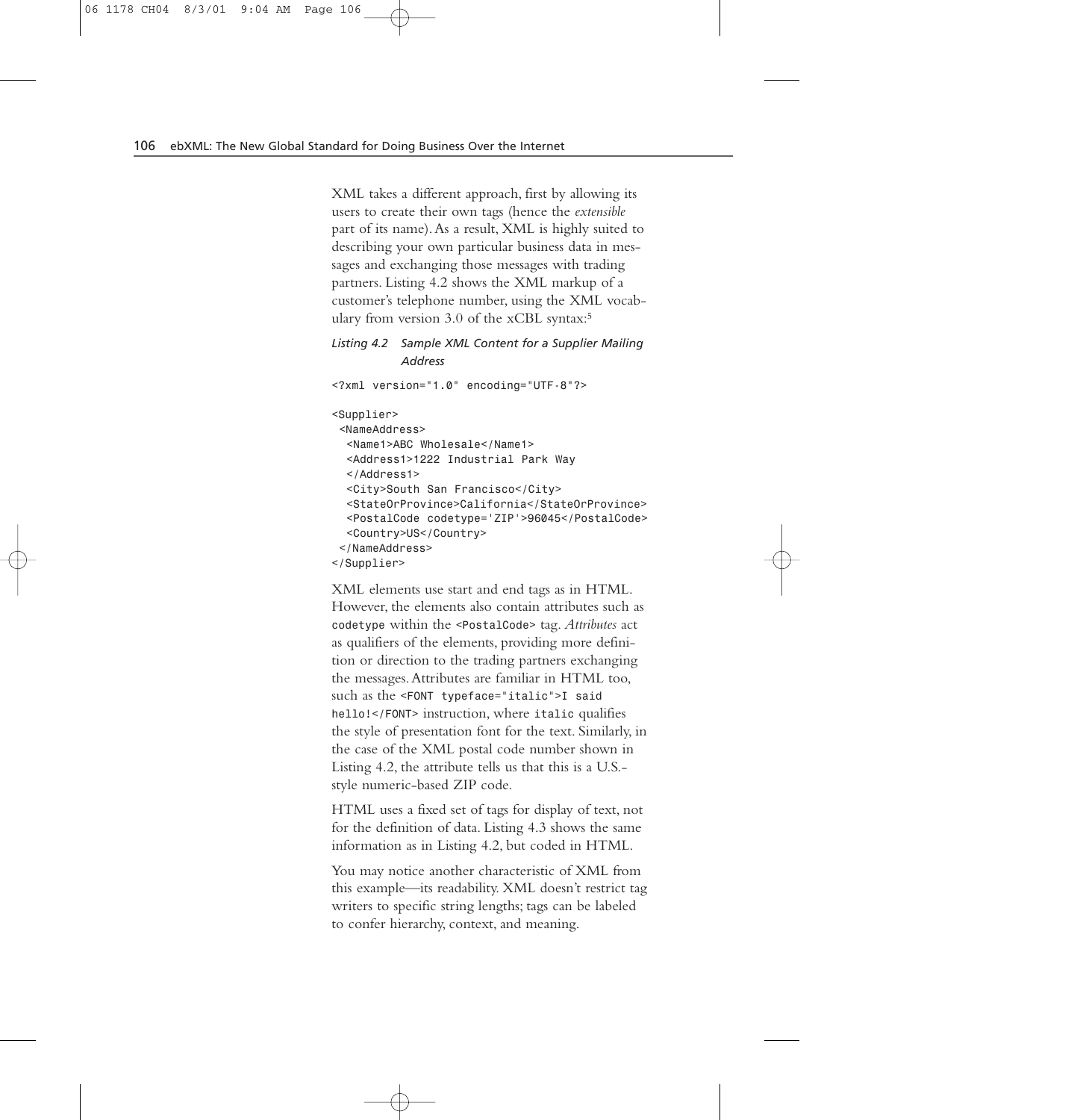XML takes a different approach, first by allowing its users to create their own tags (hence the *extensible* part of its name). As a result, XML is highly suited to describing your own particular business data in messages and exchanging those messages with trading partners. Listing 4.2 shows the XML markup of a customer's telephone number, using the XML vocabulary from version 3.0 of the xCBL syntax:[5]

*Listing 4.2 Sample XML Content for a Supplier Mailing Address*

```
<?xml version="1.0" encoding="UTF-8"?>

<Supplier>
 <NameAddress>
  <Name1>ABC Wholesale</Name1>
  <Address1>1222 Industrial Park Way
  </Address1>
  <City>South San Francisco</City>
  <StateOrProvince>California</StateOrProvince>
  <PostalCode codetype='ZIP'>96045</PostalCode>
  <Country>US</Country>
 </NameAddress>
</Supplier>
```

XML elements use start and end tags as in HTML. However, the elements also contain attributes such as `codetype` within the `<PostalCode>` tag. *Attributes* act as qualifiers of the elements, providing more definition or direction to the trading partners exchanging the messages. Attributes are familiar in HTML too, such as the `<FONT typeface="italic">I said hello!</FONT>` instruction, where `italic` qualifies the style of presentation font for the text. Similarly, in the case of the XML postal code number shown in Listing 4.2, the attribute tells us that this is a U.S.-style numeric-based ZIP code.

HTML uses a fixed set of tags for display of text, not for the definition of data. Listing 4.3 shows the same information as in Listing 4.2, but coded in HTML.

You may notice another characteristic of XML from this example—its readability. XML doesn't restrict tag writers to specific string lengths; tags can be labeled to confer hierarchy, context, and meaning.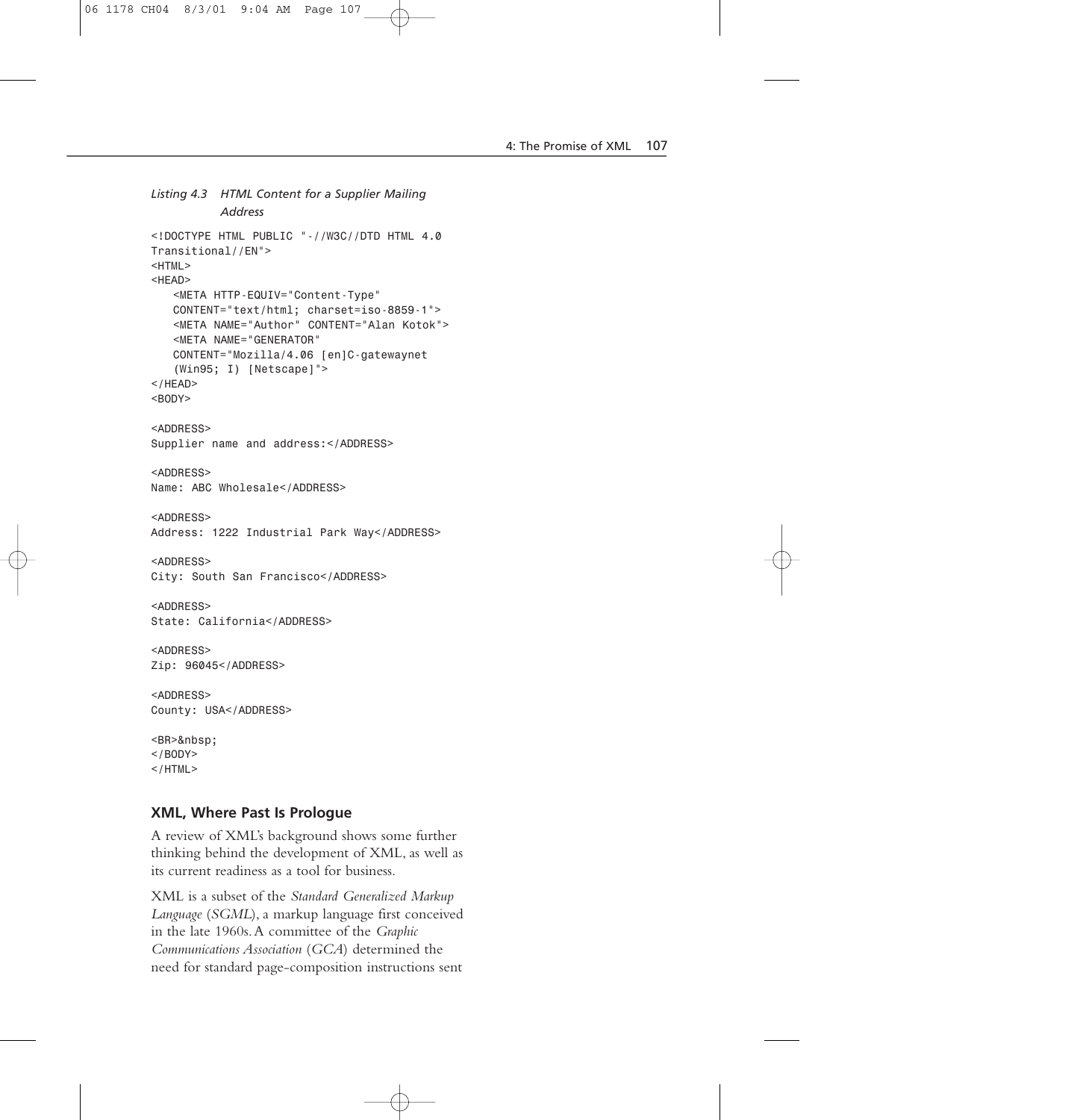*Listing 4.3 HTML Content for a Supplier Mailing Address*

```
<!DOCTYPE HTML PUBLIC "-//W3C//DTD HTML 4.0
Transitional//EN">
<HTML>
<HEAD>
   <META HTTP-EQUIV="Content-Type"
   CONTENT="text/html; charset=iso-8859-1">
   <META NAME="Author" CONTENT="Alan Kotok">
   <META NAME="GENERATOR"
   CONTENT="Mozilla/4.06 [en]C-gatewaynet
   (Win95; I) [Netscape]">
</HEAD>
<BODY>

<ADDRESS>
Supplier name and address:</ADDRESS>

<ADDRESS>
Name: ABC Wholesale</ADDRESS>

<ADDRESS>
Address: 1222 Industrial Park Way</ADDRESS>

<ADDRESS>
City: South San Francisco</ADDRESS>

<ADDRESS>
State: California</ADDRESS>

<ADDRESS>
Zip: 96045</ADDRESS>

<ADDRESS>
County: USA</ADDRESS>

<BR>&nbsp;
</BODY>
</HTML>
```

### XML, Where Past Is Prologue

A review of XML's background shows some further thinking behind the development of XML, as well as its current readiness as a tool for business.

XML is a subset of the *Standard Generalized Markup Language* (*SGML*), a markup language first conceived in the late 1960s. A committee of the *Graphic Communications Association* (*GCA*) determined the need for standard page-composition instructions sent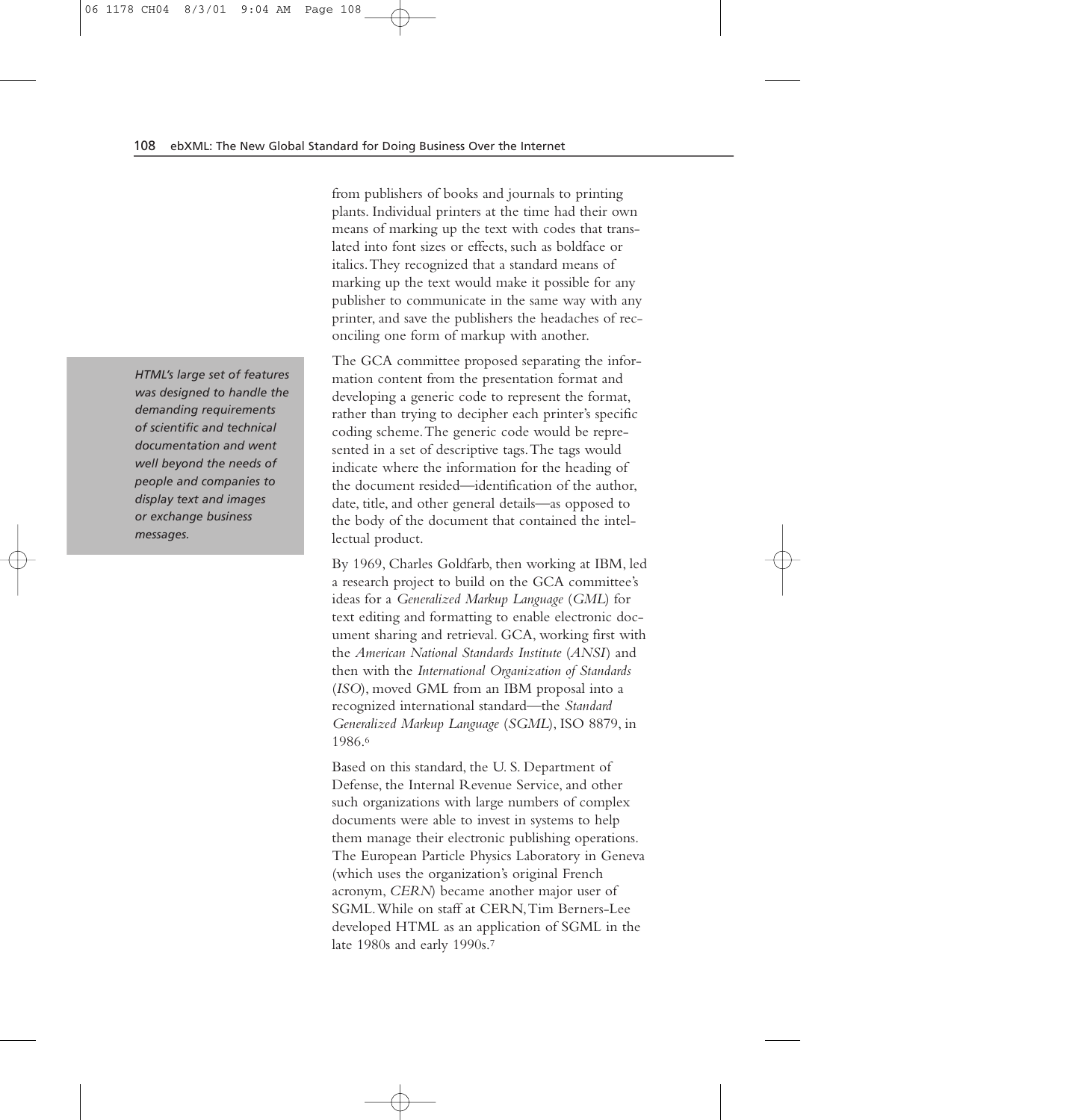from publishers of books and journals to printing plants. Individual printers at the time had their own means of marking up the text with codes that translated into font sizes or effects, such as boldface or italics. They recognized that a standard means of marking up the text would make it possible for any publisher to communicate in the same way with any printer, and save the publishers the headaches of reconciling one form of markup with another.

*HTML's large set of features was designed to handle the demanding requirements of scientific and technical documentation and went well beyond the needs of people and companies to display text and images or exchange business messages.*

The GCA committee proposed separating the information content from the presentation format and developing a generic code to represent the format, rather than trying to decipher each printer's specific coding scheme. The generic code would be represented in a set of descriptive tags. The tags would indicate where the information for the heading of the document resided—identification of the author, date, title, and other general details—as opposed to the body of the document that contained the intellectual product.

By 1969, Charles Goldfarb, then working at IBM, led a research project to build on the GCA committee's ideas for a *Generalized Markup Language* (*GML*) for text editing and formatting to enable electronic document sharing and retrieval. GCA, working first with the *American National Standards Institute* (*ANSI*) and then with the *International Organization of Standards* (*ISO*), moved GML from an IBM proposal into a recognized international standard—the *Standard Generalized Markup Language* (*SGML*), ISO 8879, in 1986.[6]

Based on this standard, the U. S. Department of Defense, the Internal Revenue Service, and other such organizations with large numbers of complex documents were able to invest in systems to help them manage their electronic publishing operations. The European Particle Physics Laboratory in Geneva (which uses the organization's original French acronym, *CERN*) became another major user of SGML. While on staff at CERN, Tim Berners-Lee developed HTML as an application of SGML in the late 1980s and early 1990s.[7]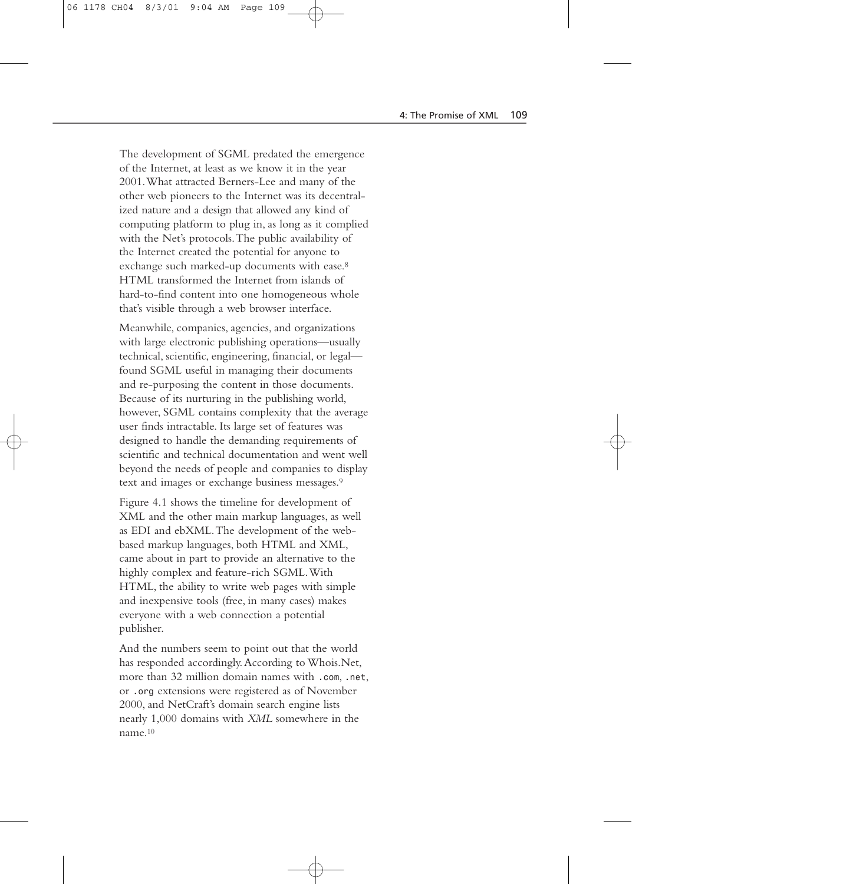The development of SGML predated the emergence of the Internet, at least as we know it in the year 2001. What attracted Berners-Lee and many of the other web pioneers to the Internet was its decentralized nature and a design that allowed any kind of computing platform to plug in, as long as it complied with the Net's protocols. The public availability of the Internet created the potential for anyone to exchange such marked-up documents with ease.[8] HTML transformed the Internet from islands of hard-to-find content into one homogeneous whole that's visible through a web browser interface.

Meanwhile, companies, agencies, and organizations with large electronic publishing operations—usually technical, scientific, engineering, financial, or legal—found SGML useful in managing their documents and re-purposing the content in those documents. Because of its nurturing in the publishing world, however, SGML contains complexity that the average user finds intractable. Its large set of features was designed to handle the demanding requirements of scientific and technical documentation and went well beyond the needs of people and companies to display text and images or exchange business messages.[9]

Figure 4.1 shows the timeline for development of XML and the other main markup languages, as well as EDI and ebXML. The development of the web-based markup languages, both HTML and XML, came about in part to provide an alternative to the highly complex and feature-rich SGML. With HTML, the ability to write web pages with simple and inexpensive tools (free, in many cases) makes everyone with a web connection a potential publisher.

And the numbers seem to point out that the world has responded accordingly. According to Whois.Net, more than 32 million domain names with `.com`, `.net`, or `.org` extensions were registered as of November 2000, and NetCraft's domain search engine lists nearly 1,000 domains with *XML* somewhere in the name.[10]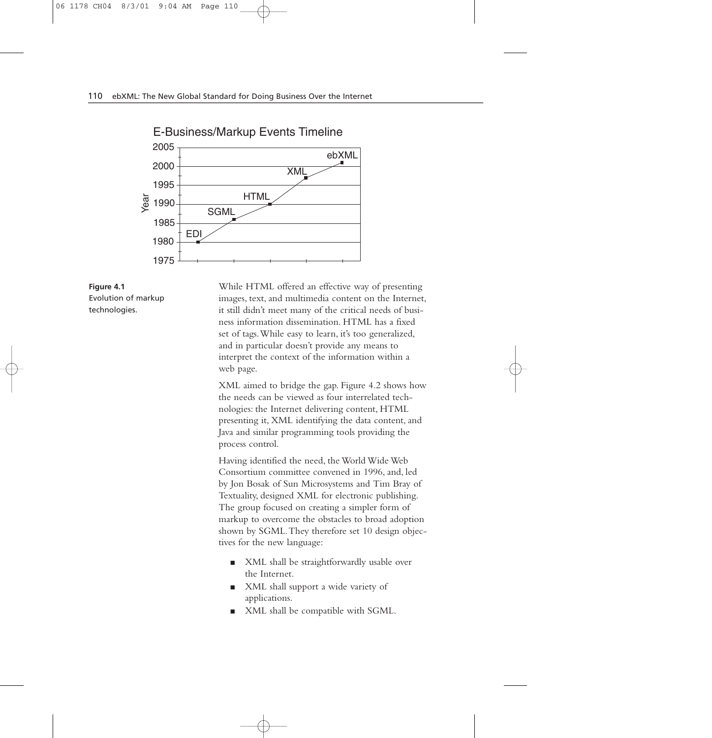E-Business/Markup Events Timeline

**Figure 4.1**
Evolution of markup technologies.

While HTML offered an effective way of presenting images, text, and multimedia content on the Internet, it still didn't meet many of the critical needs of business information dissemination. HTML has a fixed set of tags. While easy to learn, it's too generalized, and in particular doesn't provide any means to interpret the context of the information within a web page.

XML aimed to bridge the gap. Figure 4.2 shows how the needs can be viewed as four interrelated technologies: the Internet delivering content, HTML presenting it, XML identifying the data content, and Java and similar programming tools providing the process control.

Having identified the need, the World Wide Web Consortium committee convened in 1996, and, led by Jon Bosak of Sun Microsystems and Tim Bray of Textuality, designed XML for electronic publishing. The group focused on creating a simpler form of markup to overcome the obstacles to broad adoption shown by SGML. They therefore set 10 design objectives for the new language:

- XML shall be straightforwardly usable over the Internet.
- XML shall support a wide variety of applications.
- XML shall be compatible with SGML.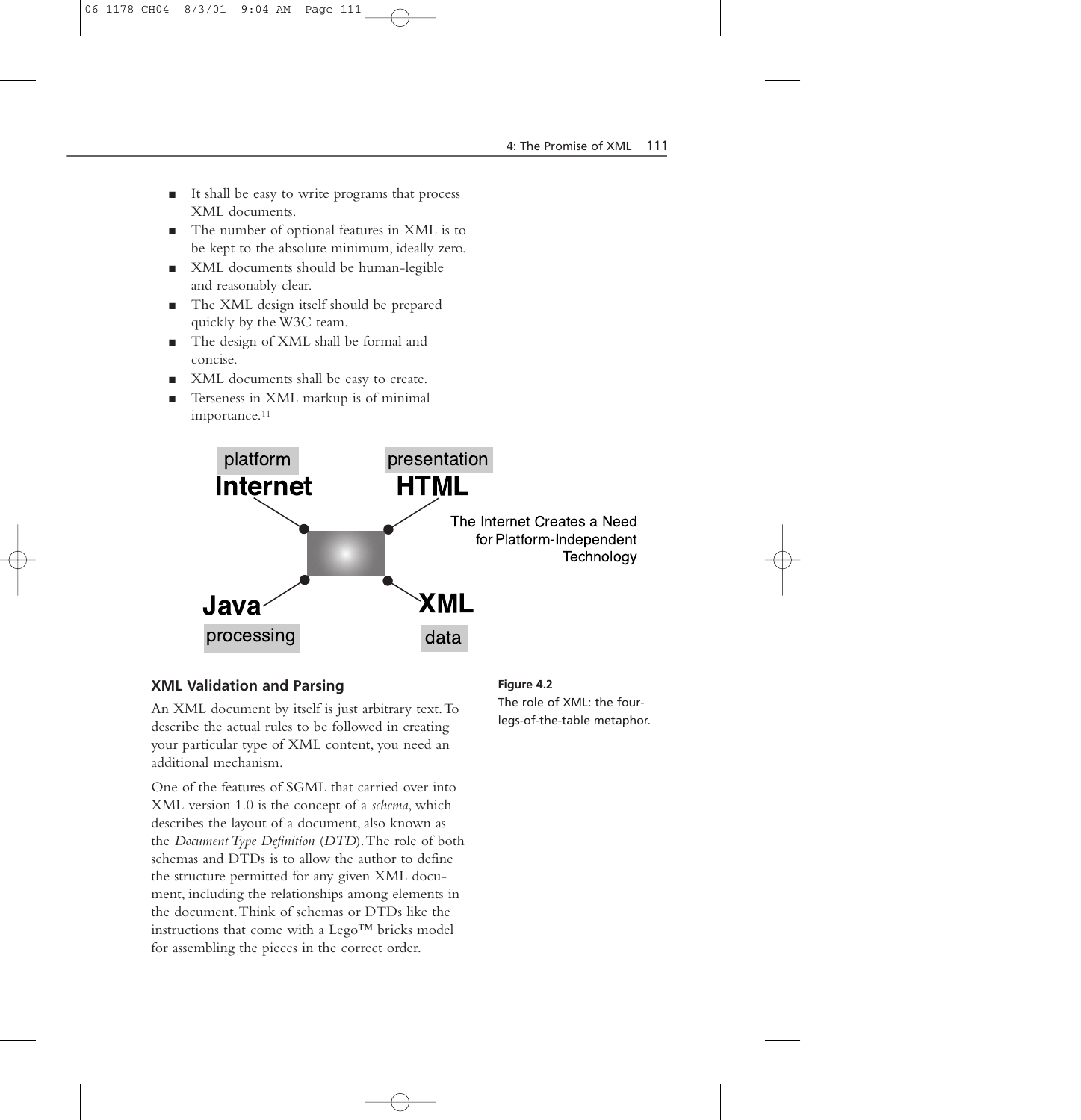- It shall be easy to write programs that process XML documents.
- The number of optional features in XML is to be kept to the absolute minimum, ideally zero.
- XML documents should be human-legible and reasonably clear.
- The XML design itself should be prepared quickly by the W3C team.
- The design of XML shall be formal and concise.
- XML documents shall be easy to create.
- Terseness in XML markup is of minimal importance.[11]

platform **Internet** — presentation **HTML** — **Java** processing — **XML** data

The Internet Creates a Need for Platform-Independent Technology

**Figure 4.2**
The role of XML: the four-legs-of-the-table metaphor.

### XML Validation and Parsing

An XML document by itself is just arbitrary text. To describe the actual rules to be followed in creating your particular type of XML content, you need an additional mechanism.

One of the features of SGML that carried over into XML version 1.0 is the concept of a *schema*, which describes the layout of a document, also known as the *Document Type Definition* (*DTD*). The role of both schemas and DTDs is to allow the author to define the structure permitted for any given XML document, including the relationships among elements in the document. Think of schemas or DTDs like the instructions that come with a Lego™ bricks model for assembling the pieces in the correct order.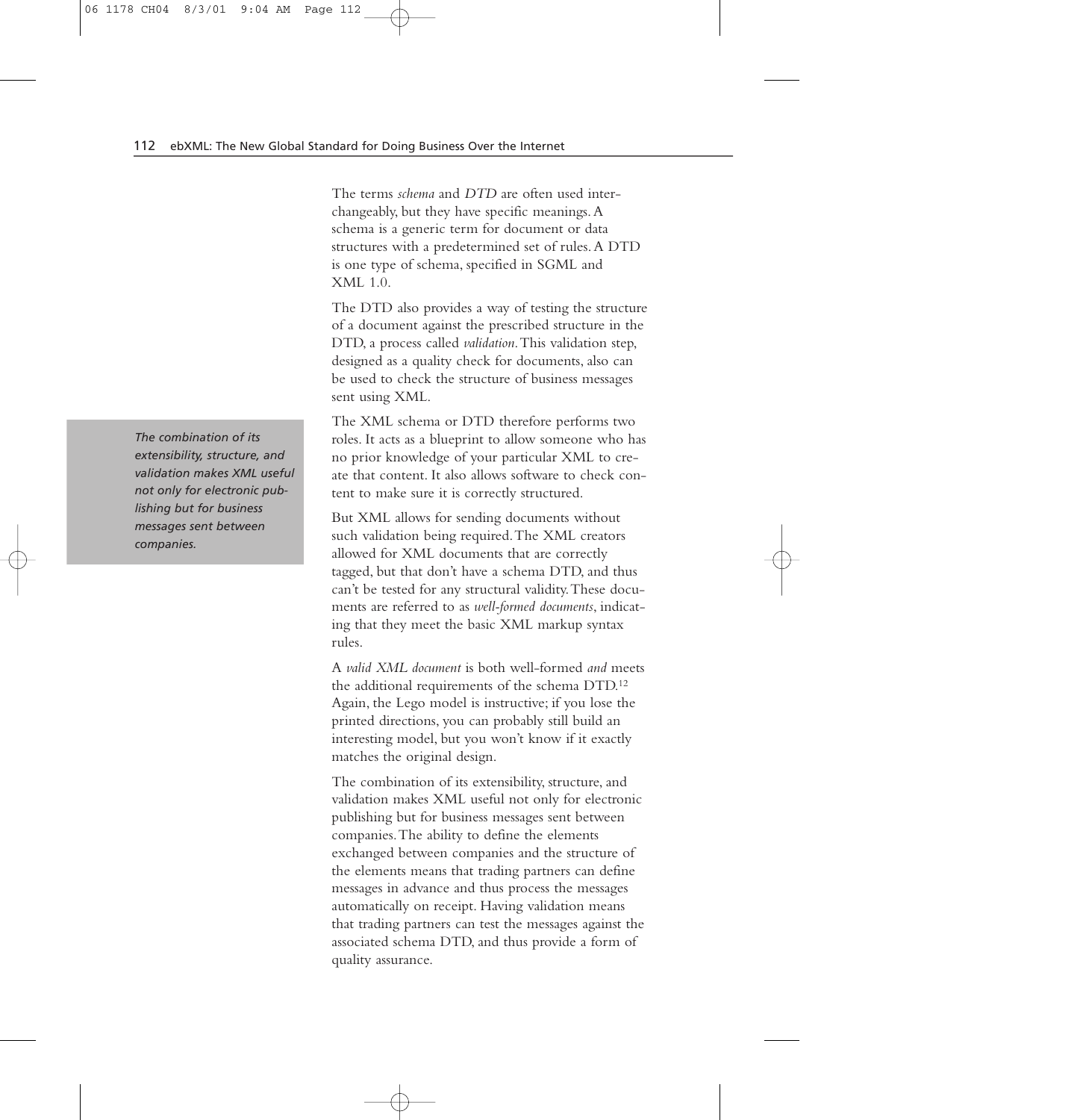The terms *schema* and *DTD* are often used interchangeably, but they have specific meanings. A schema is a generic term for document or data structures with a predetermined set of rules. A DTD is one type of schema, specified in SGML and XML 1.0.

The DTD also provides a way of testing the structure of a document against the prescribed structure in the DTD, a process called *validation*. This validation step, designed as a quality check for documents, also can be used to check the structure of business messages sent using XML.

*The combination of its extensibility, structure, and validation makes XML useful not only for electronic publishing but for business messages sent between companies.*

The XML schema or DTD therefore performs two roles. It acts as a blueprint to allow someone who has no prior knowledge of your particular XML to create that content. It also allows software to check content to make sure it is correctly structured.

But XML allows for sending documents without such validation being required. The XML creators allowed for XML documents that are correctly tagged, but that don't have a schema DTD, and thus can't be tested for any structural validity. These documents are referred to as *well-formed documents*, indicating that they meet the basic XML markup syntax rules.

A *valid XML document* is both well-formed *and* meets the additional requirements of the schema DTD.[12] Again, the Lego model is instructive; if you lose the printed directions, you can probably still build an interesting model, but you won't know if it exactly matches the original design.

The combination of its extensibility, structure, and validation makes XML useful not only for electronic publishing but for business messages sent between companies. The ability to define the elements exchanged between companies and the structure of the elements means that trading partners can define messages in advance and thus process the messages automatically on receipt. Having validation means that trading partners can test the messages against the associated schema DTD, and thus provide a form of quality assurance.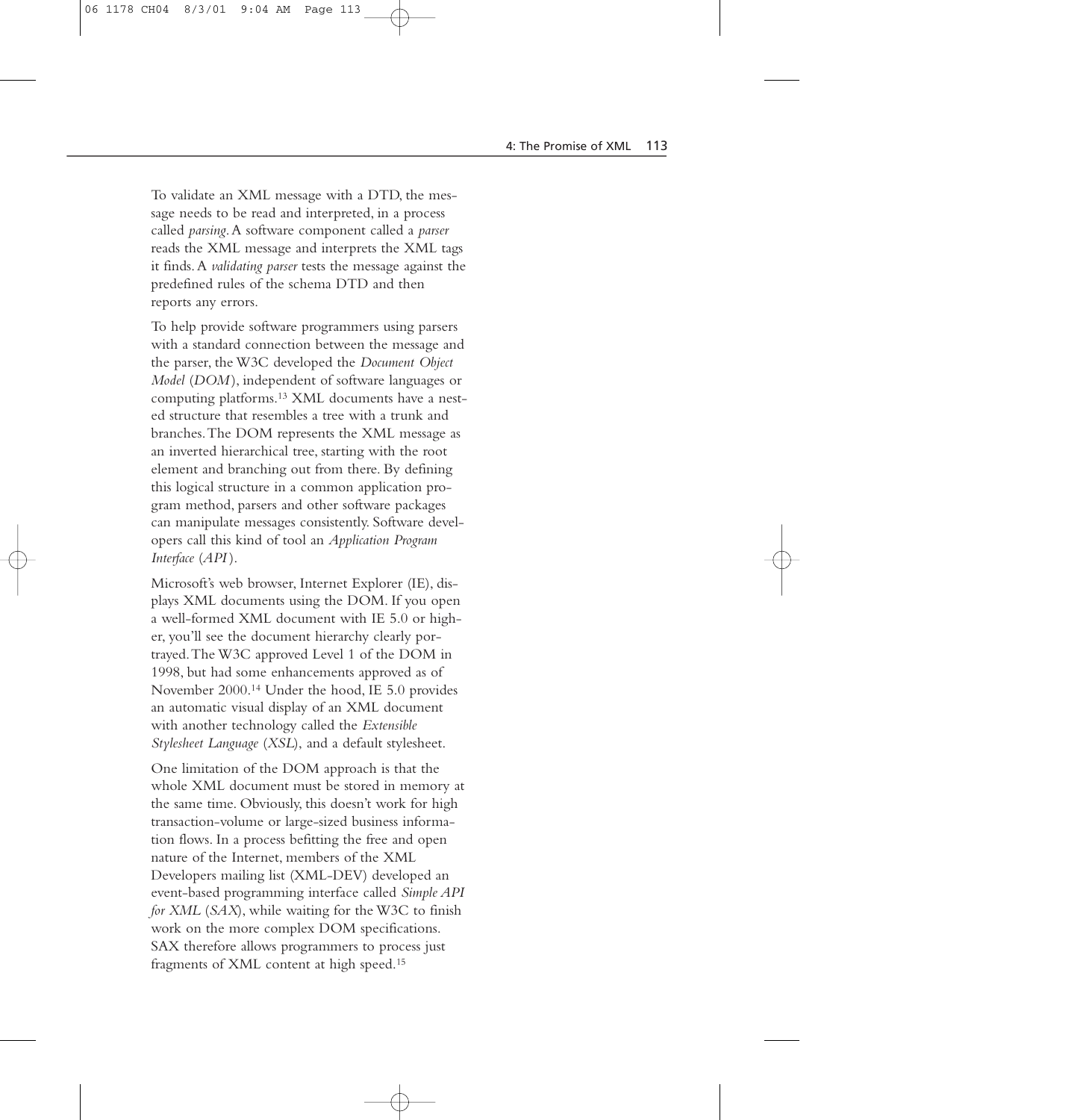To validate an XML message with a DTD, the message needs to be read and interpreted, in a process called *parsing*. A software component called a *parser* reads the XML message and interprets the XML tags it finds. A *validating parser* tests the message against the predefined rules of the schema DTD and then reports any errors.

To help provide software programmers using parsers with a standard connection between the message and the parser, the W3C developed the *Document Object Model* (*DOM*), independent of software languages or computing platforms.[13] XML documents have a nested structure that resembles a tree with a trunk and branches. The DOM represents the XML message as an inverted hierarchical tree, starting with the root element and branching out from there. By defining this logical structure in a common application program method, parsers and other software packages can manipulate messages consistently. Software developers call this kind of tool an *Application Program Interface* (*API*).

Microsoft's web browser, Internet Explorer (IE), displays XML documents using the DOM. If you open a well-formed XML document with IE 5.0 or higher, you'll see the document hierarchy clearly portrayed. The W3C approved Level 1 of the DOM in 1998, but had some enhancements approved as of November 2000.[14] Under the hood, IE 5.0 provides an automatic visual display of an XML document with another technology called the *Extensible Stylesheet Language* (*XSL*), and a default stylesheet.

One limitation of the DOM approach is that the whole XML document must be stored in memory at the same time. Obviously, this doesn't work for high transaction-volume or large-sized business information flows. In a process befitting the free and open nature of the Internet, members of the XML Developers mailing list (XML-DEV) developed an event-based programming interface called *Simple API for XML* (*SAX*), while waiting for the W3C to finish work on the more complex DOM specifications. SAX therefore allows programmers to process just fragments of XML content at high speed.[15]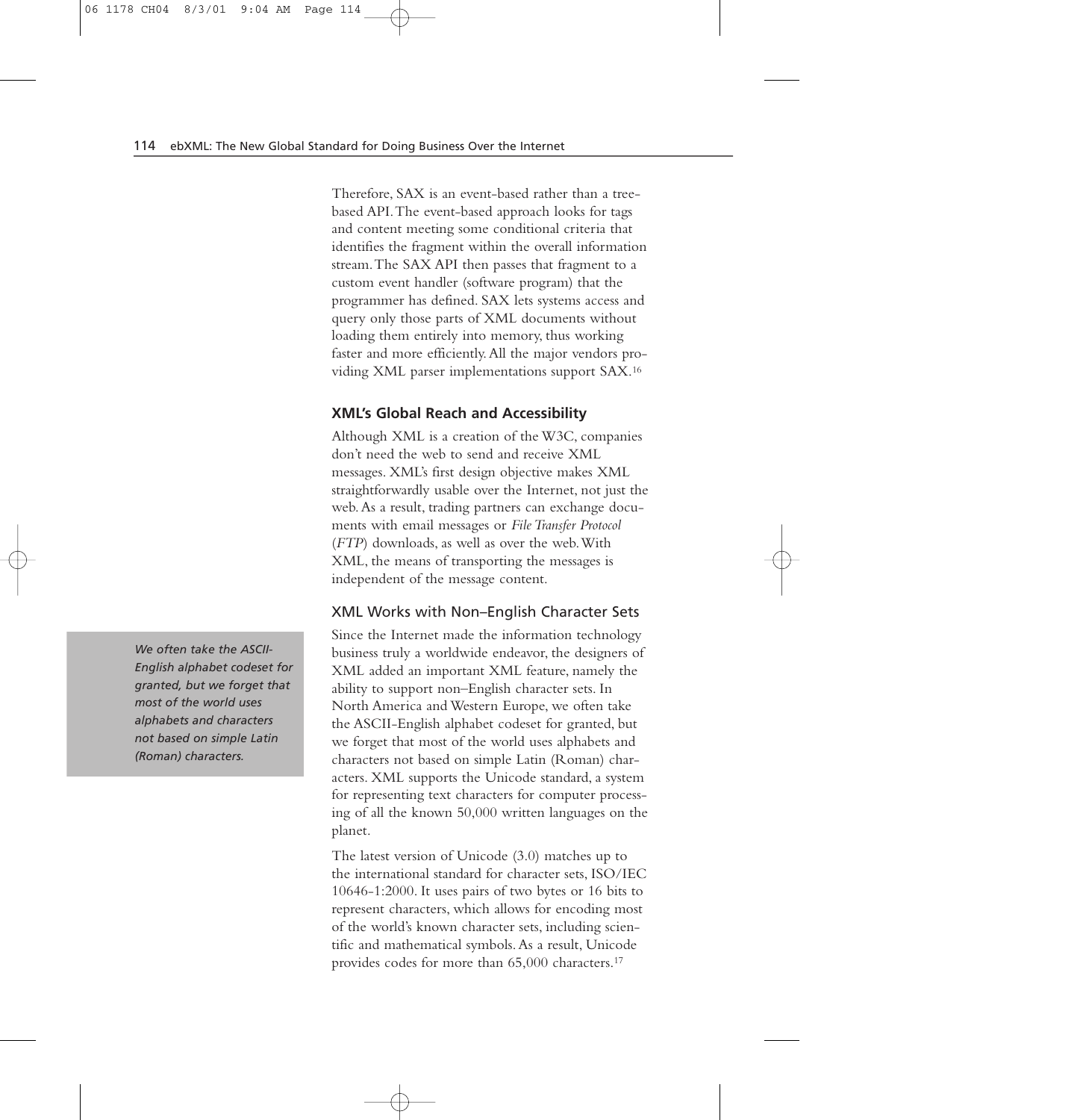Therefore, SAX is an event-based rather than a tree-based API. The event-based approach looks for tags and content meeting some conditional criteria that identifies the fragment within the overall information stream. The SAX API then passes that fragment to a custom event handler (software program) that the programmer has defined. SAX lets systems access and query only those parts of XML documents without loading them entirely into memory, thus working faster and more efficiently. All the major vendors providing XML parser implementations support SAX.[16]

### XML's Global Reach and Accessibility

Although XML is a creation of the W3C, companies don't need the web to send and receive XML messages. XML's first design objective makes XML straightforwardly usable over the Internet, not just the web. As a result, trading partners can exchange documents with email messages or *File Transfer Protocol* (*FTP*) downloads, as well as over the web. With XML, the means of transporting the messages is independent of the message content.

#### XML Works with Non–English Character Sets

*We often take the ASCII-English alphabet codeset for granted, but we forget that most of the world uses alphabets and characters not based on simple Latin (Roman) characters.*

Since the Internet made the information technology business truly a worldwide endeavor, the designers of XML added an important XML feature, namely the ability to support non–English character sets. In North America and Western Europe, we often take the ASCII-English alphabet codeset for granted, but we forget that most of the world uses alphabets and characters not based on simple Latin (Roman) characters. XML supports the Unicode standard, a system for representing text characters for computer processing of all the known 50,000 written languages on the planet.

The latest version of Unicode (3.0) matches up to the international standard for character sets, ISO/IEC 10646-1:2000. It uses pairs of two bytes or 16 bits to represent characters, which allows for encoding most of the world's known character sets, including scientific and mathematical symbols. As a result, Unicode provides codes for more than 65,000 characters.[17]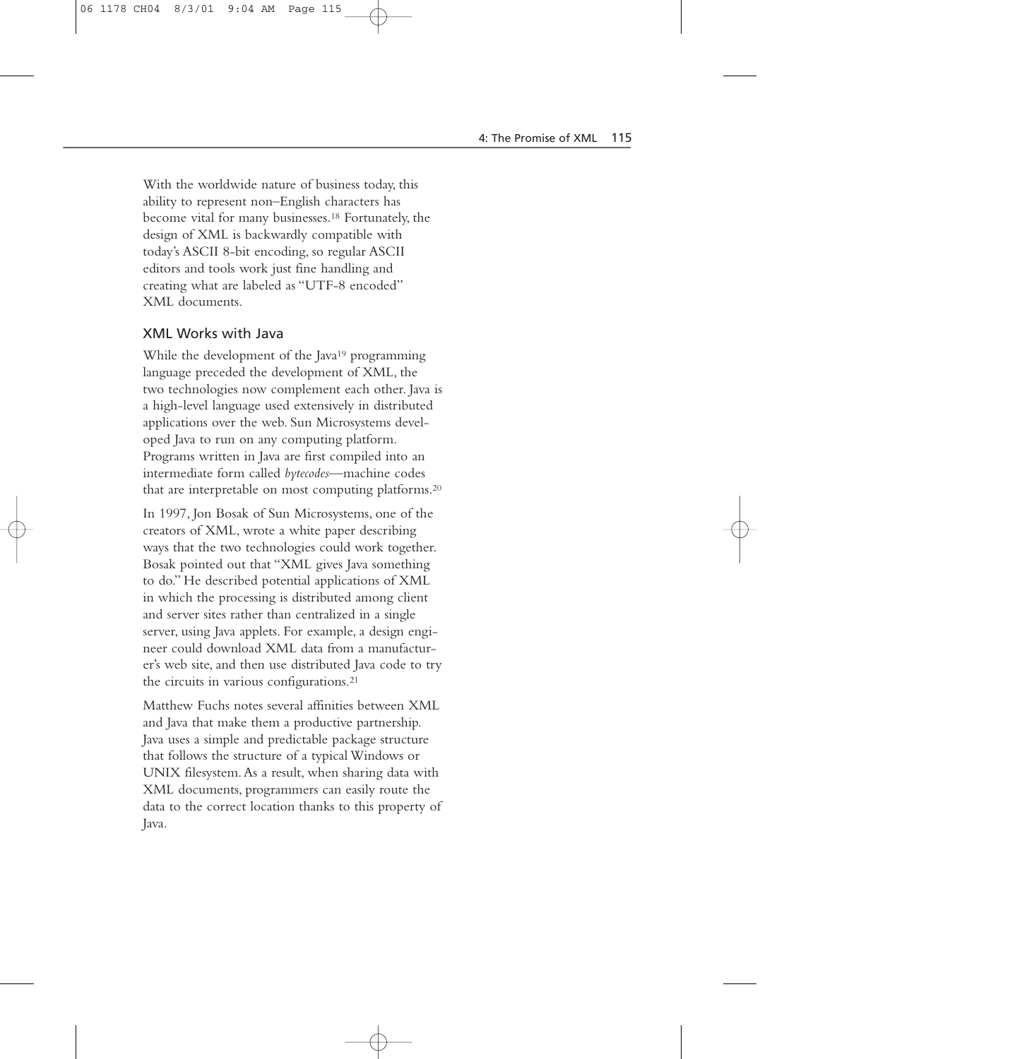With the worldwide nature of business today, this ability to represent non–English characters has become vital for many businesses.[18] Fortunately, the design of XML is backwardly compatible with today's ASCII 8-bit encoding, so regular ASCII editors and tools work just fine handling and creating what are labeled as "UTF-8 encoded" XML documents.

### XML Works with Java

While the development of the Java[19] programming language preceded the development of XML, the two technologies now complement each other. Java is a high-level language used extensively in distributed applications over the web. Sun Microsystems developed Java to run on any computing platform. Programs written in Java are first compiled into an intermediate form called *bytecodes*—machine codes that are interpretable on most computing platforms.[20]

In 1997, Jon Bosak of Sun Microsystems, one of the creators of XML, wrote a white paper describing ways that the two technologies could work together. Bosak pointed out that "XML gives Java something to do." He described potential applications of XML in which the processing is distributed among client and server sites rather than centralized in a single server, using Java applets. For example, a design engineer could download XML data from a manufacturer's web site, and then use distributed Java code to try the circuits in various configurations.[21]

Matthew Fuchs notes several affinities between XML and Java that make them a productive partnership. Java uses a simple and predictable package structure that follows the structure of a typical Windows or UNIX filesystem. As a result, when sharing data with XML documents, programmers can easily route the data to the correct location thanks to this property of Java.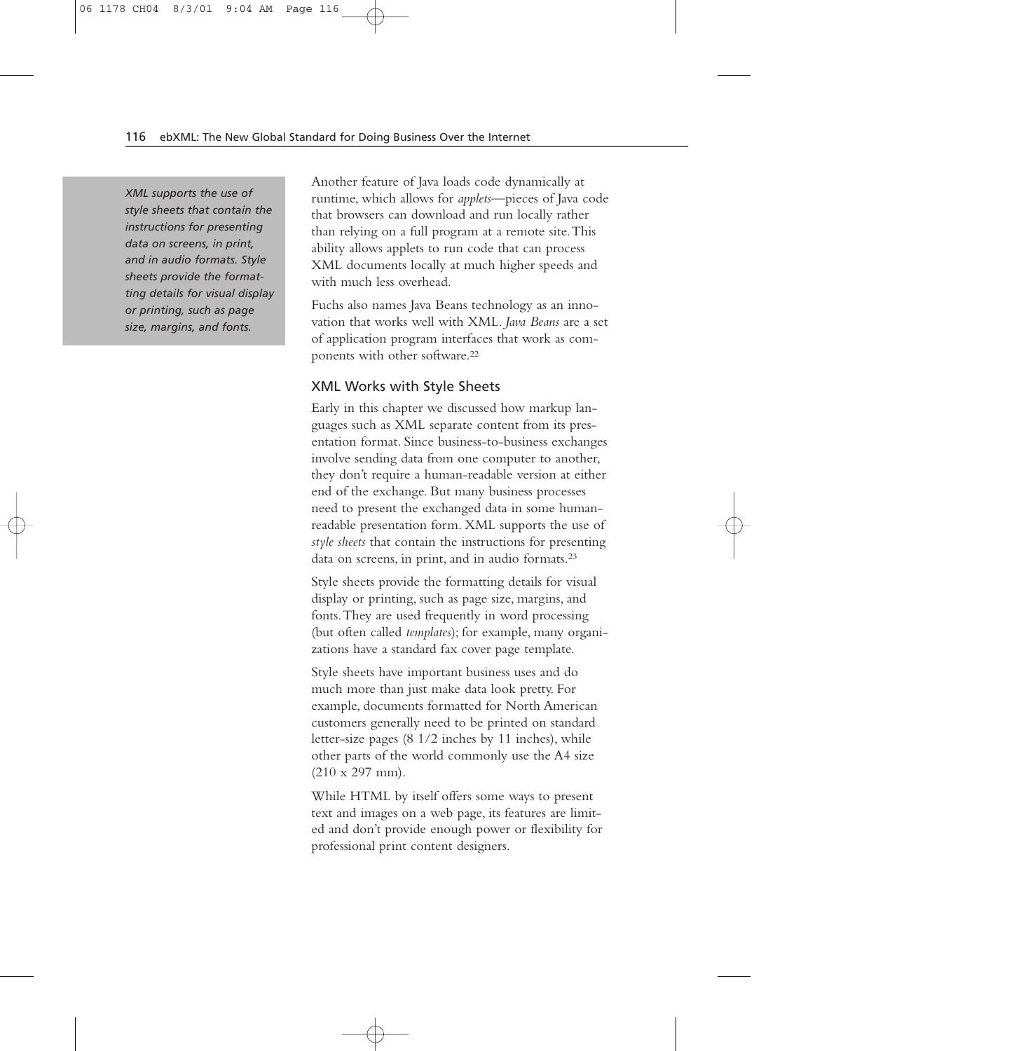> *XML supports the use of style sheets that contain the instructions for presenting data on screens, in print, and in audio formats. Style sheets provide the formatting details for visual display or printing, such as page size, margins, and fonts.*

Another feature of Java loads code dynamically at runtime, which allows for *applets*—pieces of Java code that browsers can download and run locally rather than relying on a full program at a remote site. This ability allows applets to run code that can process XML documents locally at much higher speeds and with much less overhead.

Fuchs also names Java Beans technology as an innovation that works well with XML. *Java Beans* are a set of application program interfaces that work as components with other software.[22]

### XML Works with Style Sheets

Early in this chapter we discussed how markup languages such as XML separate content from its presentation format. Since business-to-business exchanges involve sending data from one computer to another, they don't require a human-readable version at either end of the exchange. But many business processes need to present the exchanged data in some human-readable presentation form. XML supports the use of *style sheets* that contain the instructions for presenting data on screens, in print, and in audio formats.[23]

Style sheets provide the formatting details for visual display or printing, such as page size, margins, and fonts. They are used frequently in word processing (but often called *templates*); for example, many organizations have a standard fax cover page template.

Style sheets have important business uses and do much more than just make data look pretty. For example, documents formatted for North American customers generally need to be printed on standard letter-size pages (8 1/2 inches by 11 inches), while other parts of the world commonly use the A4 size (210 x 297 mm).

While HTML by itself offers some ways to present text and images on a web page, its features are limited and don't provide enough power or flexibility for professional print content designers.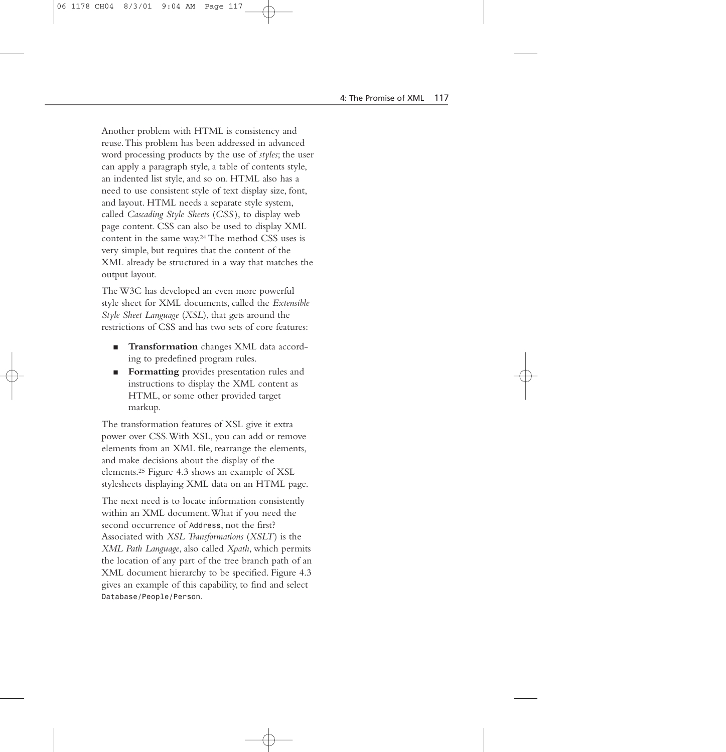Another problem with HTML is consistency and reuse. This problem has been addressed in advanced word processing products by the use of *styles*; the user can apply a paragraph style, a table of contents style, an indented list style, and so on. HTML also has a need to use consistent style of text display size, font, and layout. HTML needs a separate style system, called *Cascading Style Sheets* (*CSS*), to display web page content. CSS can also be used to display XML content in the same way.[24] The method CSS uses is very simple, but requires that the content of the XML already be structured in a way that matches the output layout.

The W3C has developed an even more powerful style sheet for XML documents, called the *Extensible Style Sheet Language* (*XSL*), that gets around the restrictions of CSS and has two sets of core features:

- **Transformation** changes XML data according to predefined program rules.
- **Formatting** provides presentation rules and instructions to display the XML content as HTML, or some other provided target markup.

The transformation features of XSL give it extra power over CSS. With XSL, you can add or remove elements from an XML file, rearrange the elements, and make decisions about the display of the elements.[25] Figure 4.3 shows an example of XSL stylesheets displaying XML data on an HTML page.

The next need is to locate information consistently within an XML document. What if you need the second occurrence of `Address`, not the first? Associated with *XSL Transformations* (*XSLT*) is the *XML Path Language*, also called *Xpath*, which permits the location of any part of the tree branch path of an XML document hierarchy to be specified. Figure 4.3 gives an example of this capability, to find and select `Database/People/Person`.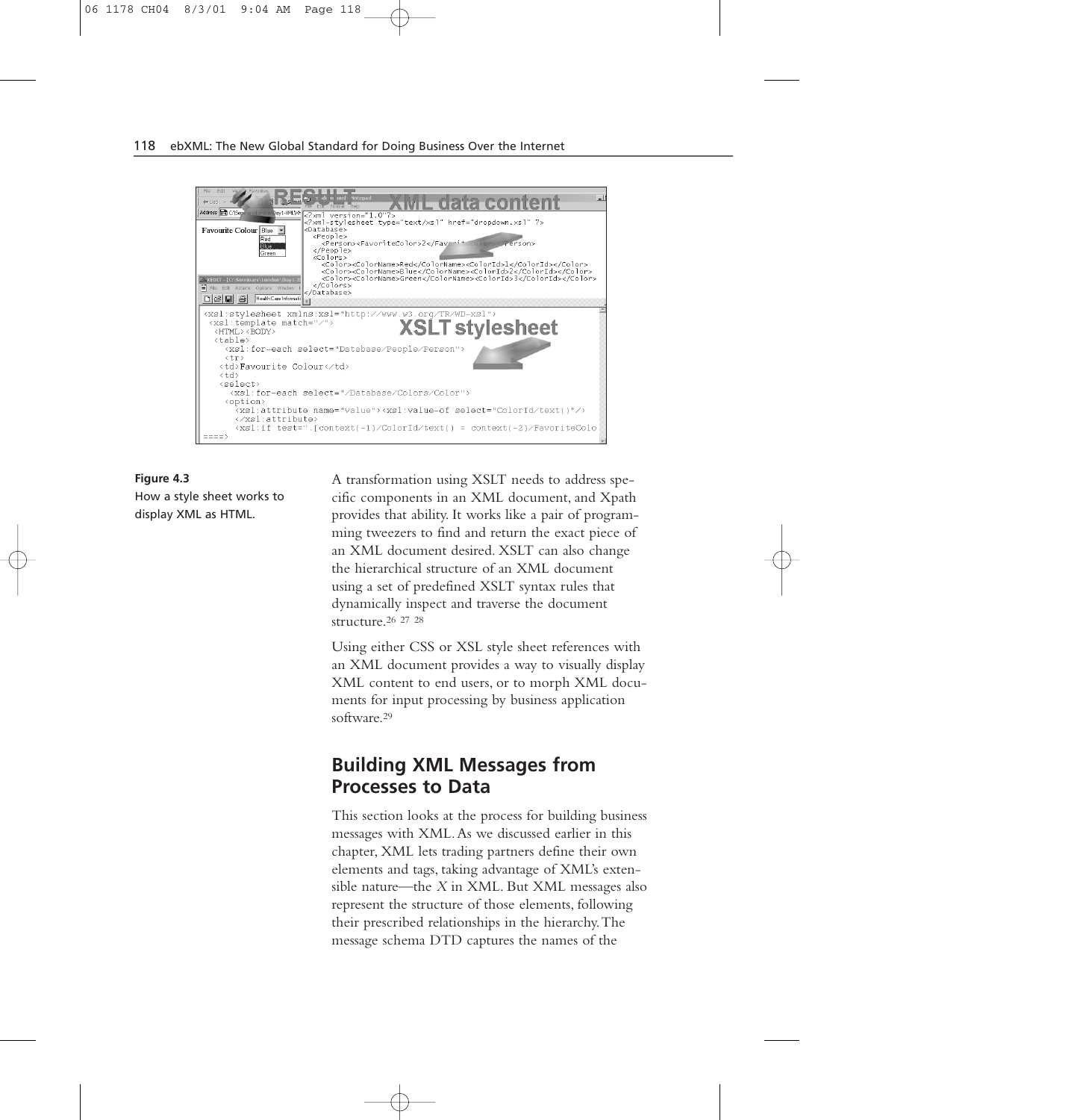**Figure 4.3**
How a style sheet works to display XML as HTML.

A transformation using XSLT needs to address specific components in an XML document, and Xpath provides that ability. It works like a pair of programming tweezers to find and return the exact piece of an XML document desired. XSLT can also change the hierarchical structure of an XML document using a set of predefined XSLT syntax rules that dynamically inspect and traverse the document structure.[26 27 28]

Using either CSS or XSL style sheet references with an XML document provides a way to visually display XML content to end users, or to morph XML documents for input processing by business application software.[29]

## Building XML Messages from Processes to Data

This section looks at the process for building business messages with XML. As we discussed earlier in this chapter, XML lets trading partners define their own elements and tags, taking advantage of XML's extensible nature—the *X* in XML. But XML messages also represent the structure of those elements, following their prescribed relationships in the hierarchy. The message schema DTD captures the names of the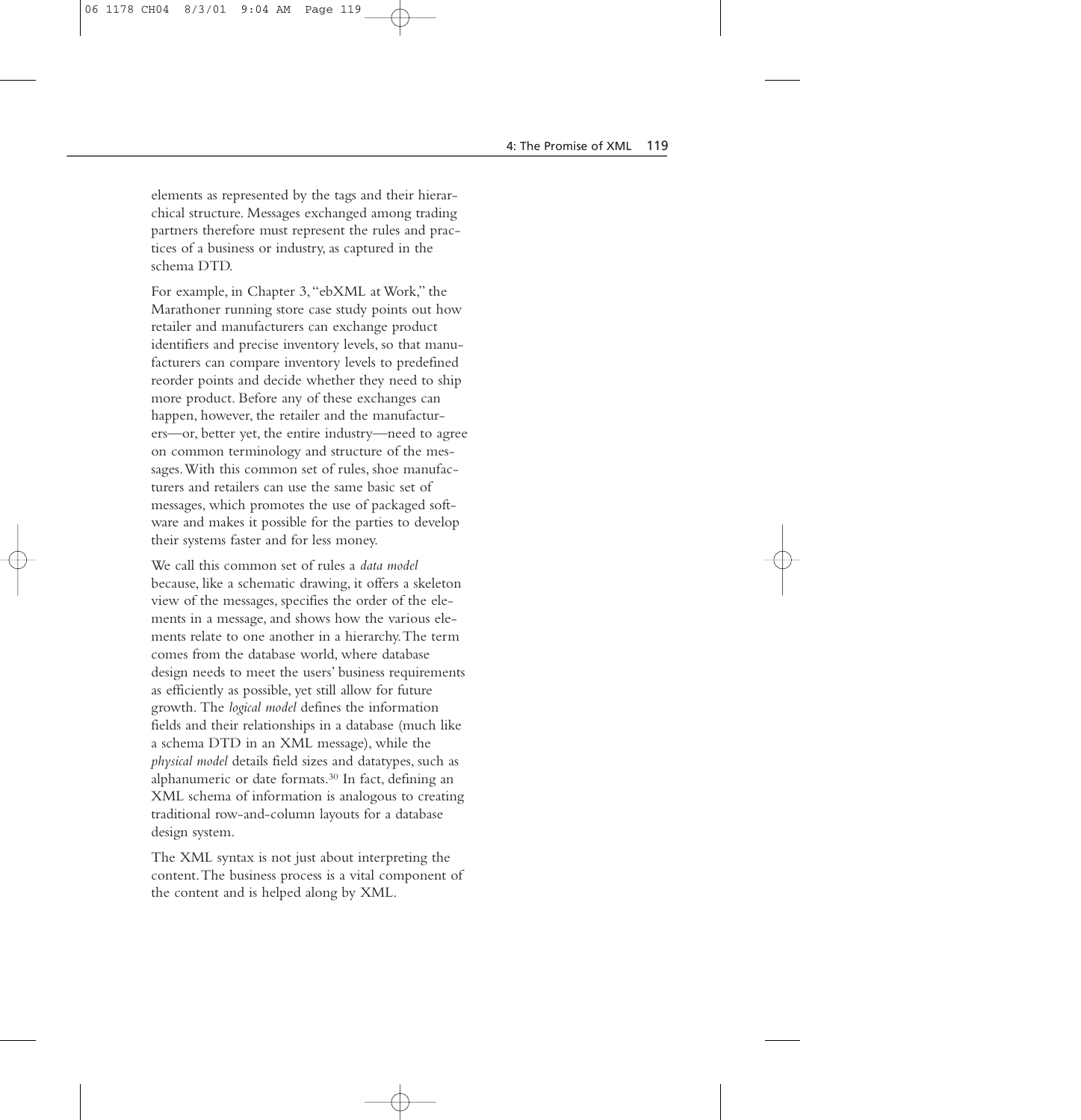elements as represented by the tags and their hierarchical structure. Messages exchanged among trading partners therefore must represent the rules and practices of a business or industry, as captured in the schema DTD.

For example, in Chapter 3, "ebXML at Work," the Marathoner running store case study points out how retailer and manufacturers can exchange product identifiers and precise inventory levels, so that manufacturers can compare inventory levels to predefined reorder points and decide whether they need to ship more product. Before any of these exchanges can happen, however, the retailer and the manufacturers—or, better yet, the entire industry—need to agree on common terminology and structure of the messages. With this common set of rules, shoe manufacturers and retailers can use the same basic set of messages, which promotes the use of packaged software and makes it possible for the parties to develop their systems faster and for less money.

We call this common set of rules a *data model* because, like a schematic drawing, it offers a skeleton view of the messages, specifies the order of the elements in a message, and shows how the various elements relate to one another in a hierarchy. The term comes from the database world, where database design needs to meet the users' business requirements as efficiently as possible, yet still allow for future growth. The *logical model* defines the information fields and their relationships in a database (much like a schema DTD in an XML message), while the *physical model* details field sizes and datatypes, such as alphanumeric or date formats.[30] In fact, defining an XML schema of information is analogous to creating traditional row-and-column layouts for a database design system.

The XML syntax is not just about interpreting the content. The business process is a vital component of the content and is helped along by XML.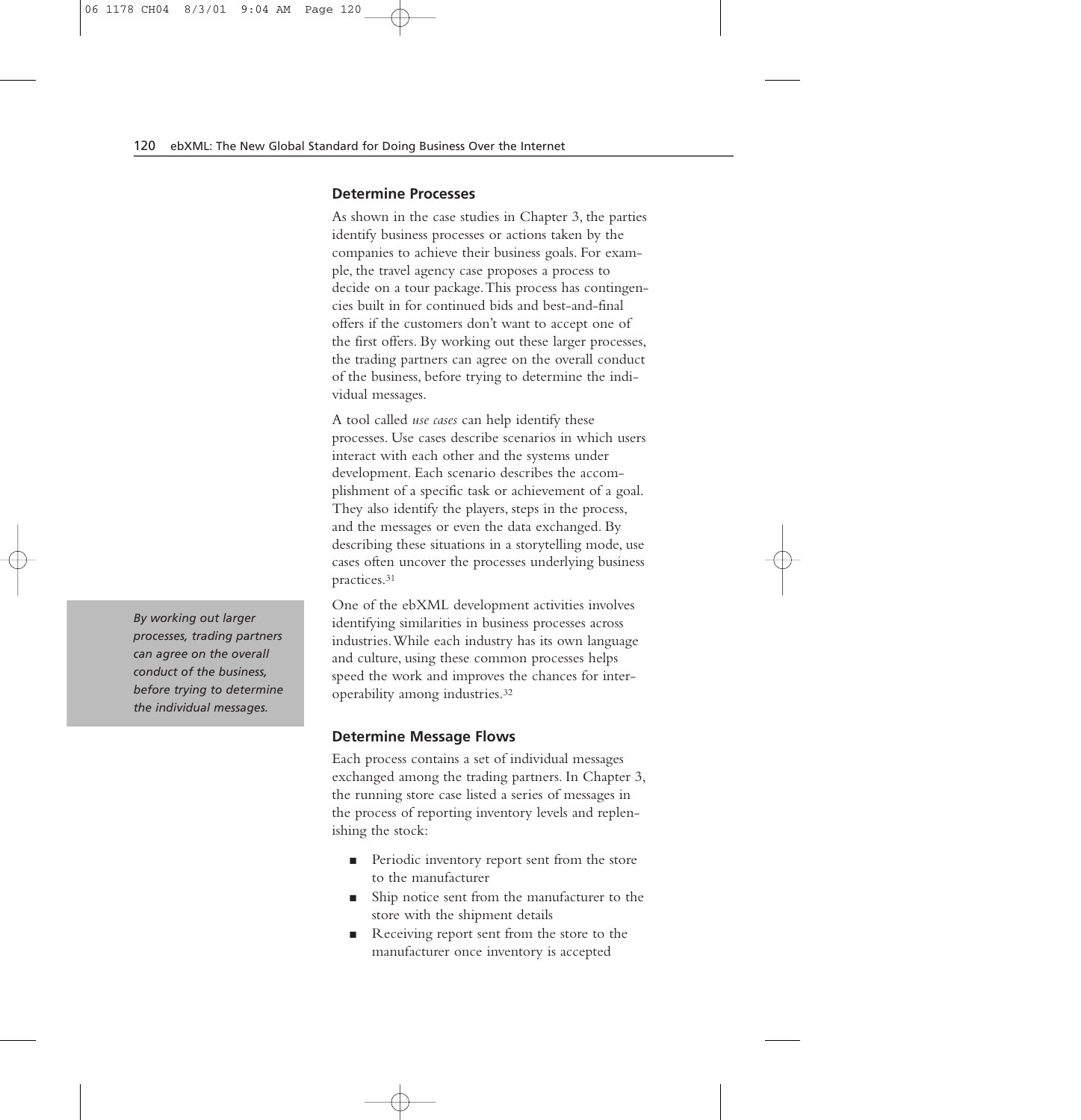### Determine Processes

As shown in the case studies in Chapter 3, the parties identify business processes or actions taken by the companies to achieve their business goals. For example, the travel agency case proposes a process to decide on a tour package. This process has contingencies built in for continued bids and best-and-final offers if the customers don't want to accept one of the first offers. By working out these larger processes, the trading partners can agree on the overall conduct of the business, before trying to determine the individual messages.

A tool called *use cases* can help identify these processes. Use cases describe scenarios in which users interact with each other and the systems under development. Each scenario describes the accomplishment of a specific task or achievement of a goal. They also identify the players, steps in the process, and the messages or even the data exchanged. By describing these situations in a storytelling mode, use cases often uncover the processes underlying business practices.[31]

*By working out larger processes, trading partners can agree on the overall conduct of the business, before trying to determine the individual messages.*

One of the ebXML development activities involves identifying similarities in business processes across industries. While each industry has its own language and culture, using these common processes helps speed the work and improves the chances for interoperability among industries.[32]

### Determine Message Flows

Each process contains a set of individual messages exchanged among the trading partners. In Chapter 3, the running store case listed a series of messages in the process of reporting inventory levels and replenishing the stock:

- Periodic inventory report sent from the store to the manufacturer
- Ship notice sent from the manufacturer to the store with the shipment details
- Receiving report sent from the store to the manufacturer once inventory is accepted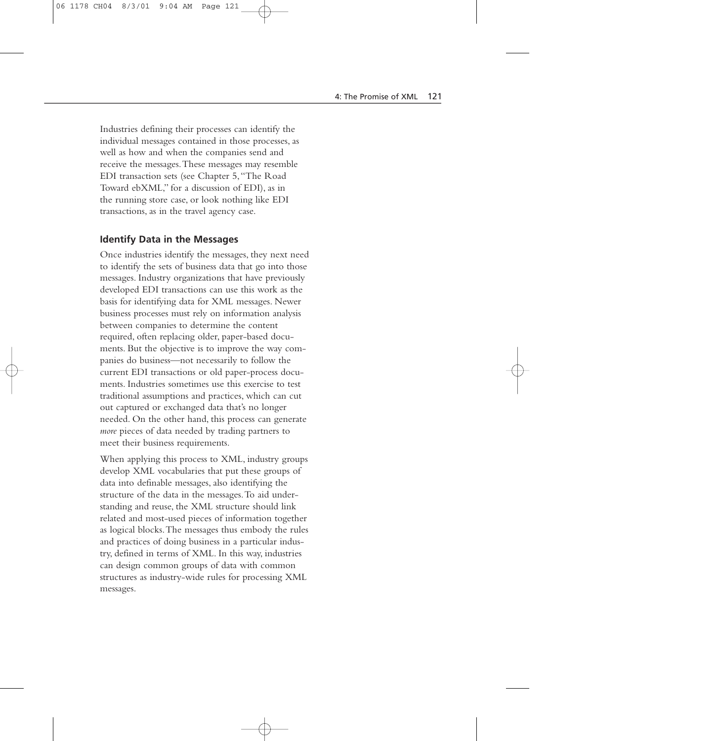Industries defining their processes can identify the individual messages contained in those processes, as well as how and when the companies send and receive the messages. These messages may resemble EDI transaction sets (see Chapter 5, "The Road Toward ebXML," for a discussion of EDI), as in the running store case, or look nothing like EDI transactions, as in the travel agency case.

### Identify Data in the Messages

Once industries identify the messages, they next need to identify the sets of business data that go into those messages. Industry organizations that have previously developed EDI transactions can use this work as the basis for identifying data for XML messages. Newer business processes must rely on information analysis between companies to determine the content required, often replacing older, paper-based documents. But the objective is to improve the way companies do business—not necessarily to follow the current EDI transactions or old paper-process documents. Industries sometimes use this exercise to test traditional assumptions and practices, which can cut out captured or exchanged data that's no longer needed. On the other hand, this process can generate *more* pieces of data needed by trading partners to meet their business requirements.

When applying this process to XML, industry groups develop XML vocabularies that put these groups of data into definable messages, also identifying the structure of the data in the messages. To aid understanding and reuse, the XML structure should link related and most-used pieces of information together as logical blocks. The messages thus embody the rules and practices of doing business in a particular industry, defined in terms of XML. In this way, industries can design common groups of data with common structures as industry-wide rules for processing XML messages.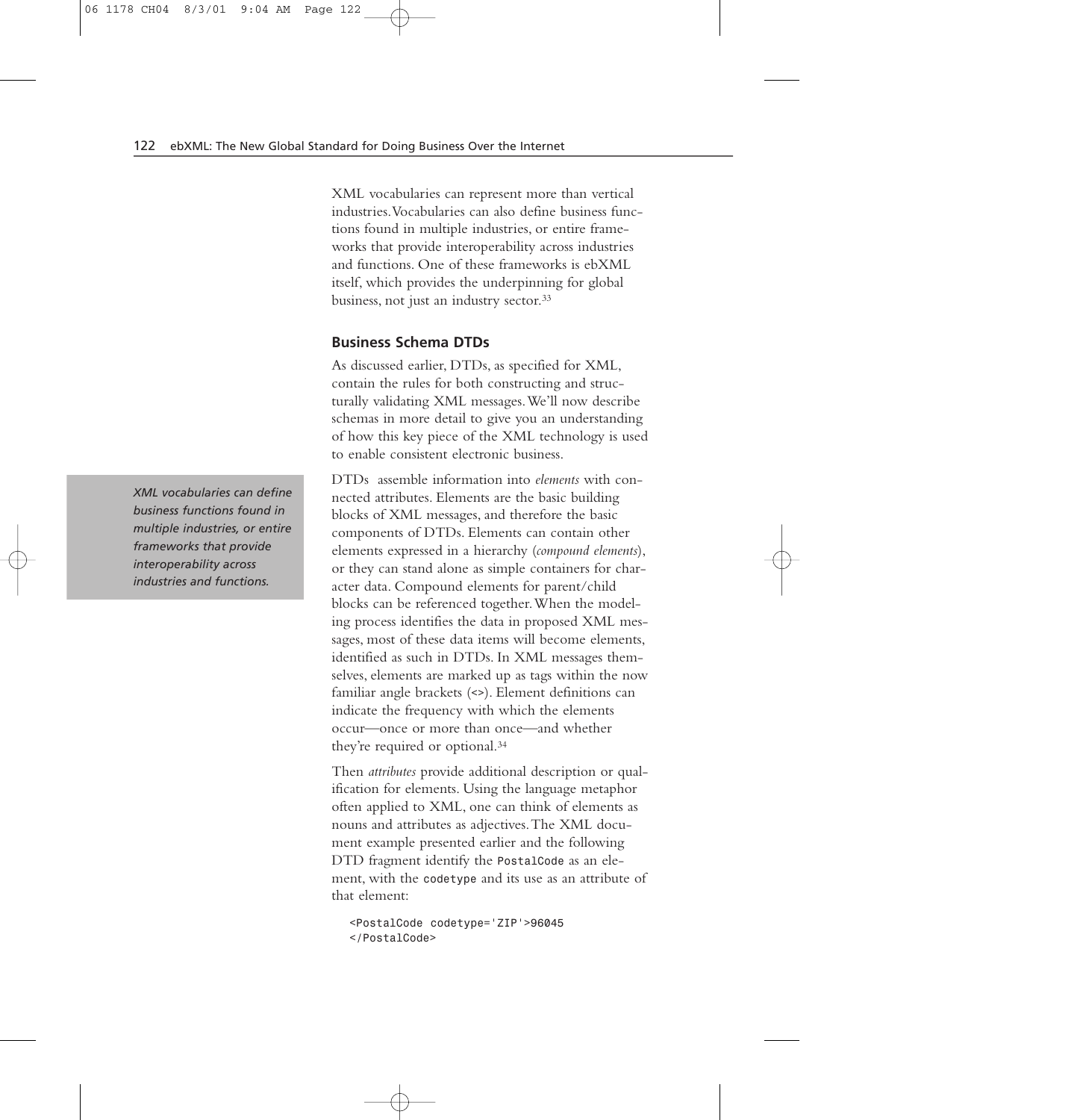XML vocabularies can represent more than vertical industries. Vocabularies can also define business functions found in multiple industries, or entire frameworks that provide interoperability across industries and functions. One of these frameworks is ebXML itself, which provides the underpinning for global business, not just an industry sector.[33]

### Business Schema DTDs

As discussed earlier, DTDs, as specified for XML, contain the rules for both constructing and structurally validating XML messages. We'll now describe schemas in more detail to give you an understanding of how this key piece of the XML technology is used to enable consistent electronic business.

*XML vocabularies can define business functions found in multiple industries, or entire frameworks that provide interoperability across industries and functions.*

DTDs assemble information into *elements* with connected attributes. Elements are the basic building blocks of XML messages, and therefore the basic components of DTDs. Elements can contain other elements expressed in a hierarchy (*compound elements*), or they can stand alone as simple containers for character data. Compound elements for parent/child blocks can be referenced together. When the modeling process identifies the data in proposed XML messages, most of these data items will become elements, identified as such in DTDs. In XML messages themselves, elements are marked up as tags within the now familiar angle brackets (`<>`). Element definitions can indicate the frequency with which the elements occur—once or more than once—and whether they're required or optional.[34]

Then *attributes* provide additional description or qualification for elements. Using the language metaphor often applied to XML, one can think of elements as nouns and attributes as adjectives. The XML document example presented earlier and the following DTD fragment identify the `PostalCode` as an element, with the `codetype` and its use as an attribute of that element:

```
<PostalCode codetype='ZIP'>96045
</PostalCode>
```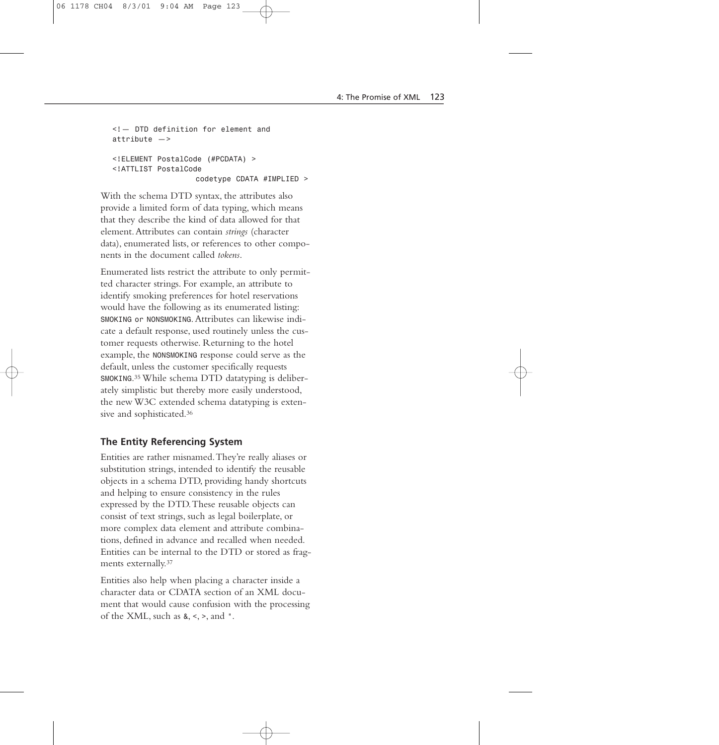```
<!— DTD definition for element and
attribute —>

<!ELEMENT PostalCode (#PCDATA) >
<!ATTLIST PostalCode
                    codetype CDATA #IMPLIED >
```

With the schema DTD syntax, the attributes also provide a limited form of data typing, which means that they describe the kind of data allowed for that element. Attributes can contain *strings* (character data), enumerated lists, or references to other components in the document called *tokens*.

Enumerated lists restrict the attribute to only permitted character strings. For example, an attribute to identify smoking preferences for hotel reservations would have the following as its enumerated listing: `SMOKING` or `NONSMOKING`. Attributes can likewise indicate a default response, used routinely unless the customer requests otherwise. Returning to the hotel example, the `NONSMOKING` response could serve as the default, unless the customer specifically requests `SMOKING`.[35] While schema DTD datatyping is deliberately simplistic but thereby more easily understood, the new W3C extended schema datatyping is extensive and sophisticated.[36]

### The Entity Referencing System

Entities are rather misnamed. They're really aliases or substitution strings, intended to identify the reusable objects in a schema DTD, providing handy shortcuts and helping to ensure consistency in the rules expressed by the DTD. These reusable objects can consist of text strings, such as legal boilerplate, or more complex data element and attribute combinations, defined in advance and recalled when needed. Entities can be internal to the DTD or stored as fragments externally.[37]

Entities also help when placing a character inside a character data or CDATA section of an XML document that would cause confusion with the processing of the XML, such as `&`, `<`, `>`, and `"`.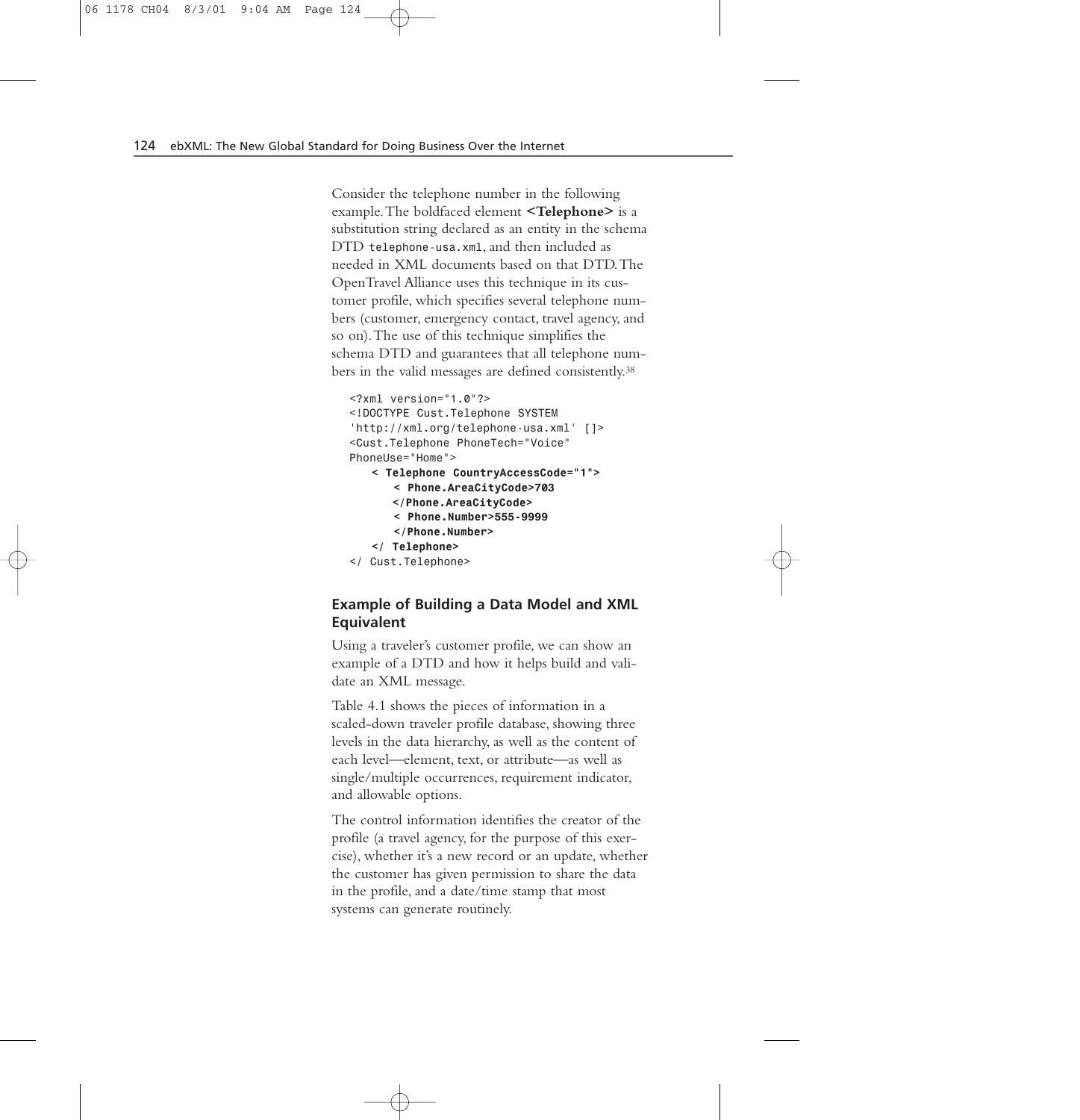Consider the telephone number in the following example. The boldfaced element **<Telephone>** is a substitution string declared as an entity in the schema DTD `telephone-usa.xml`, and then included as needed in XML documents based on that DTD. The OpenTravel Alliance uses this technique in its customer profile, which specifies several telephone numbers (customer, emergency contact, travel agency, and so on). The use of this technique simplifies the schema DTD and guarantees that all telephone numbers in the valid messages are defined consistently.[38]

```
<?xml version="1.0"?>
<!DOCTYPE Cust.Telephone SYSTEM
'http://xml.org/telephone-usa.xml' []>
<Cust.Telephone PhoneTech="Voice"
PhoneUse="Home">
    < Telephone CountryAccessCode="1">
        < Phone.AreaCityCode>703
        </Phone.AreaCityCode>
        < Phone.Number>555-9999
        </Phone.Number>
    </ Telephone>
</ Cust.Telephone>
```

## Example of Building a Data Model and XML Equivalent

Using a traveler's customer profile, we can show an example of a DTD and how it helps build and validate an XML message.

Table 4.1 shows the pieces of information in a scaled-down traveler profile database, showing three levels in the data hierarchy, as well as the content of each level—element, text, or attribute—as well as single/multiple occurrences, requirement indicator, and allowable options.

The control information identifies the creator of the profile (a travel agency, for the purpose of this exercise), whether it's a new record or an update, whether the customer has given permission to share the data in the profile, and a date/time stamp that most systems can generate routinely.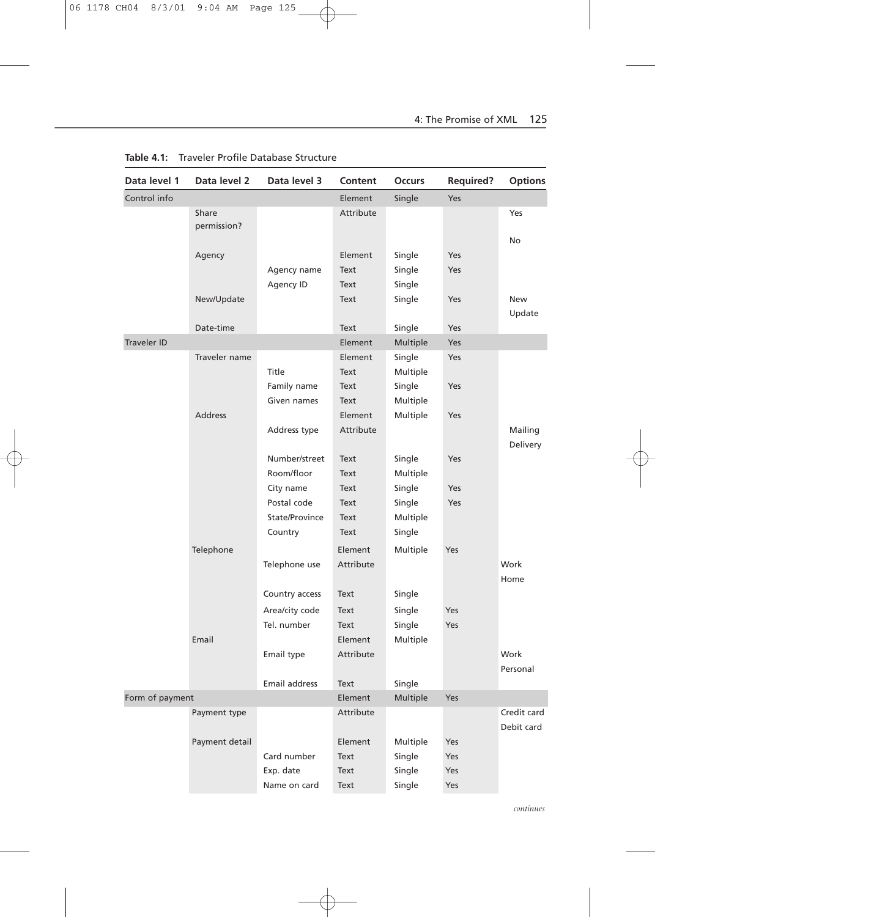**Table 4.1:** Traveler Profile Database Structure

| Data level 1 | Data level 2 | Data level 3 | Content | Occurs | Required? | Options |
|---|---|---|---|---|---|---|
| Control info | | | Element | Single | Yes | |
| | Share permission? | | Attribute | | | Yes<br>No |
| | Agency | | Element | Single | Yes | |
| | | Agency name | Text | Single | Yes | |
| | | Agency ID | Text | Single | | |
| | New/Update | | Text | Single | Yes | New<br>Update |
| | Date-time | | Text | Single | Yes | |
| Traveler ID | | | Element | Multiple | Yes | |
| | Traveler name | | Element | Single | Yes | |
| | | Title | Text | Multiple | | |
| | | Family name | Text | Single | Yes | |
| | | Given names | Text | Multiple | | |
| | Address | | Element | Multiple | Yes | |
| | | Address type | Attribute | | | Mailing<br>Delivery |
| | | Number/street | Text | Single | Yes | |
| | | Room/floor | Text | Multiple | | |
| | | City name | Text | Single | Yes | |
| | | Postal code | Text | Single | Yes | |
| | | State/Province | Text | Multiple | | |
| | | Country | Text | Single | | |
| | Telephone | | Element | Multiple | Yes | |
| | | Telephone use | Attribute | | | Work<br>Home |
| | | Country access | Text | Single | | |
| | | Area/city code | Text | Single | Yes | |
| | | Tel. number | Text | Single | Yes | |
| | Email | | Element | Multiple | | |
| | | Email type | Attribute | | | Work<br>Personal |
| | | Email address | Text | Single | | |
| Form of payment | | | Element | Multiple | Yes | |
| | Payment type | | Attribute | | | Credit card<br>Debit card |
| | Payment detail | | Element | Multiple | Yes | |
| | | Card number | Text | Single | Yes | |
| | | Exp. date | Text | Single | Yes | |
| | | Name on card | Text | Single | Yes | |

*continues*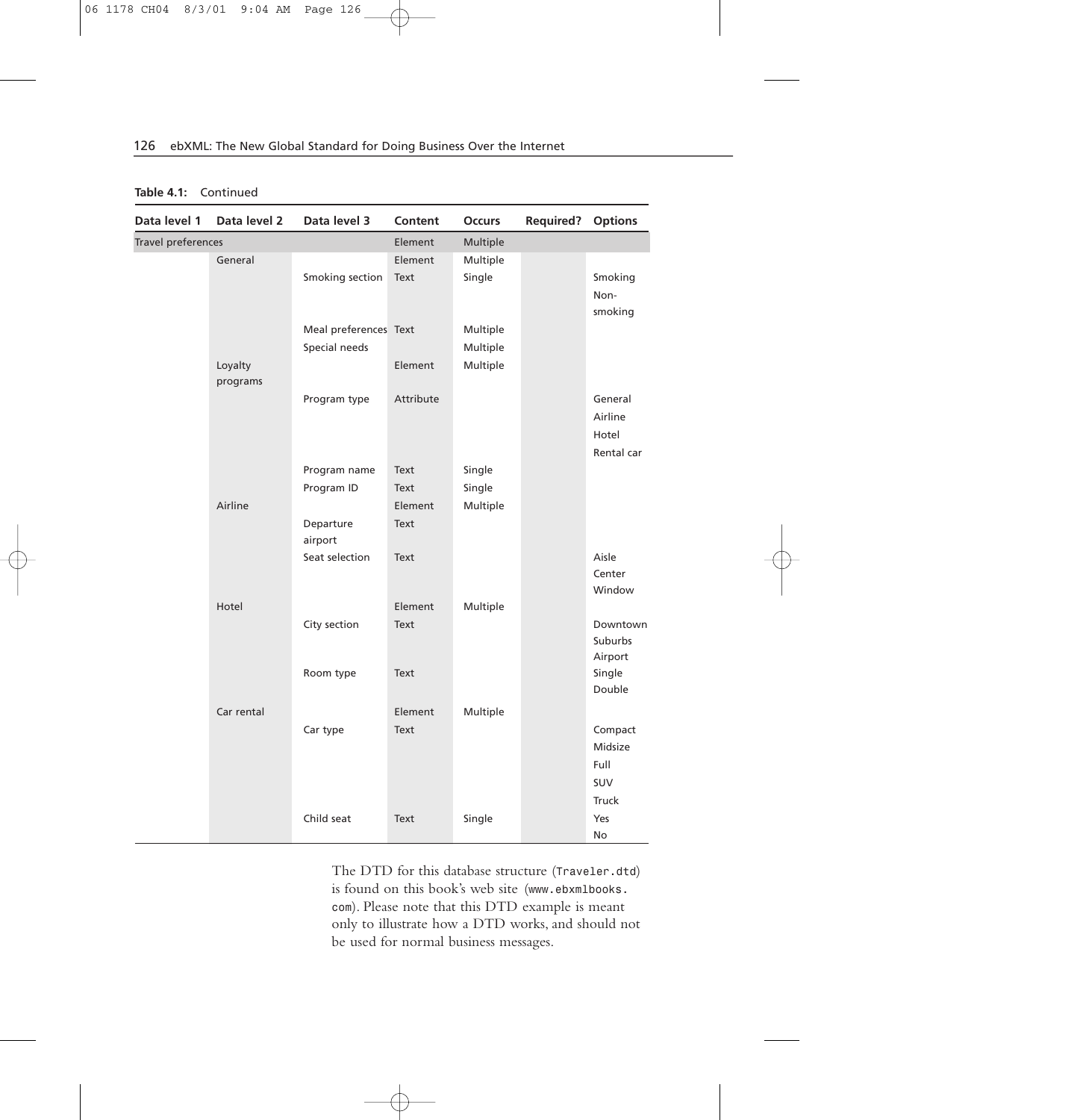**Table 4.1:** Continued

| Data level 1 | Data level 2 | Data level 3 | Content | Occurs | Required? | Options |
|---|---|---|---|---|---|---|
| Travel preferences | | | Element | Multiple | | |
| | General | | Element | Multiple | | |
| | | Smoking section | Text | Single | | Smoking Non-smoking |
| | | Meal preferences | Text | Multiple | | |
| | | Special needs | | Multiple | | |
| | Loyalty programs | | Element | Multiple | | |
| | | Program type | Attribute | | | General Airline Hotel Rental car |
| | | Program name | Text | Single | | |
| | | Program ID | Text | Single | | |
| | Airline | | Element | Multiple | | |
| | | Departure airport | Text | | | |
| | | Seat selection | Text | | | Aisle Center Window |
| | Hotel | | Element | Multiple | | |
| | | City section | Text | | | Downtown Suburbs Airport |
| | | Room type | Text | | | Single Double |
| | Car rental | | Element | Multiple | | |
| | | Car type | Text | | | Compact Midsize Full SUV Truck |
| | | Child seat | Text | Single | | Yes No |

The DTD for this database structure (`Traveler.dtd`) is found on this book's web site (`www.ebxmlbooks.com`). Please note that this DTD example is meant only to illustrate how a DTD works, and should not be used for normal business messages.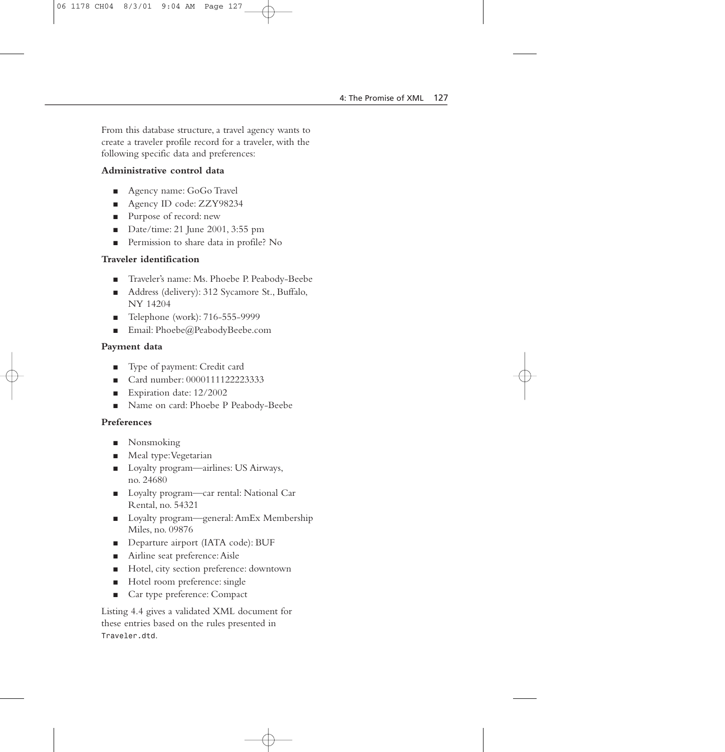From this database structure, a travel agency wants to create a traveler profile record for a traveler, with the following specific data and preferences:

**Administrative control data**

- Agency name: GoGo Travel
- Agency ID code: ZZY98234
- Purpose of record: new
- Date/time: 21 June 2001, 3:55 pm
- Permission to share data in profile? No

**Traveler identification**

- Traveler's name: Ms. Phoebe P. Peabody-Beebe
- Address (delivery): 312 Sycamore St., Buffalo, NY 14204
- Telephone (work): 716-555-9999
- Email: Phoebe@PeabodyBeebe.com

**Payment data**

- Type of payment: Credit card
- Card number: 0000111122223333
- Expiration date: 12/2002
- Name on card: Phoebe P Peabody-Beebe

**Preferences**

- Nonsmoking
- Meal type: Vegetarian
- Loyalty program—airlines: US Airways, no. 24680
- Loyalty program—car rental: National Car Rental, no. 54321
- Loyalty program—general: AmEx Membership Miles, no. 09876
- Departure airport (IATA code): BUF
- Airline seat preference: Aisle
- Hotel, city section preference: downtown
- Hotel room preference: single
- Car type preference: Compact

Listing 4.4 gives a validated XML document for these entries based on the rules presented in `Traveler.dtd`.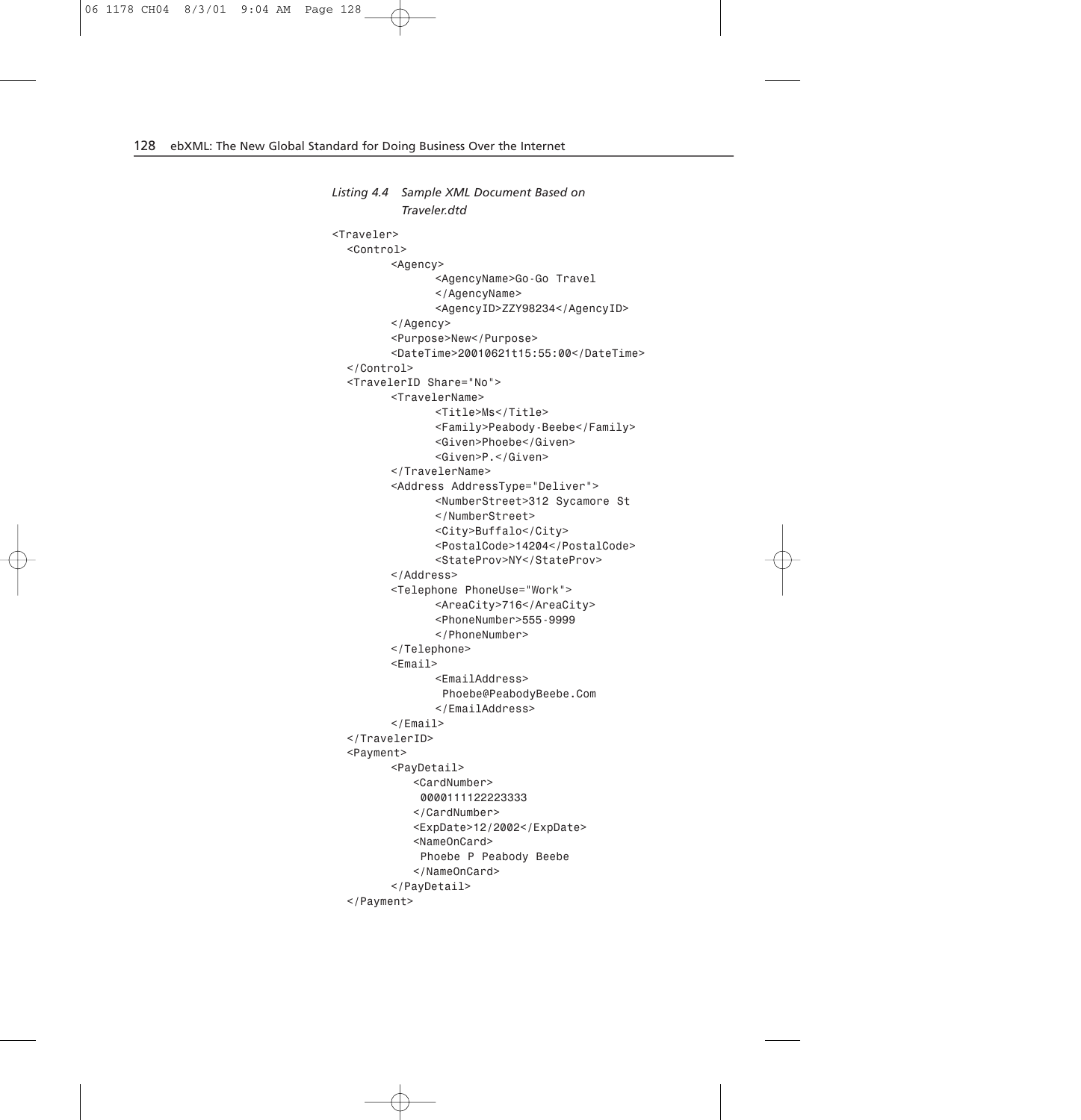*Listing 4.4 Sample XML Document Based on Traveler.dtd*

```
<Traveler>
  <Control>
        <Agency>
              <AgencyName>Go-Go Travel
              </AgencyName>
              <AgencyID>ZZY98234</AgencyID>
        </Agency>
        <Purpose>New</Purpose>
        <DateTime>20010621t15:55:00</DateTime>
  </Control>
  <TravelerID Share="No">
        <TravelerName>
              <Title>Ms</Title>
              <Family>Peabody-Beebe</Family>
              <Given>Phoebe</Given>
              <Given>P.</Given>
        </TravelerName>
        <Address AddressType="Deliver">
              <NumberStreet>312 Sycamore St
              </NumberStreet>
              <City>Buffalo</City>
              <PostalCode>14204</PostalCode>
              <StateProv>NY</StateProv>
        </Address>
        <Telephone PhoneUse="Work">
              <AreaCity>716</AreaCity>
              <PhoneNumber>555-9999
              </PhoneNumber>
        </Telephone>
        <Email>
              <EmailAddress>
               Phoebe@PeabodyBeebe.Com
              </EmailAddress>
        </Email>
  </TravelerID>
  <Payment>
        <PayDetail>
           <CardNumber>
            0000111122223333
           </CardNumber>
           <ExpDate>12/2002</ExpDate>
           <NameOnCard>
            Phoebe P Peabody Beebe
           </NameOnCard>
        </PayDetail>
  </Payment>
```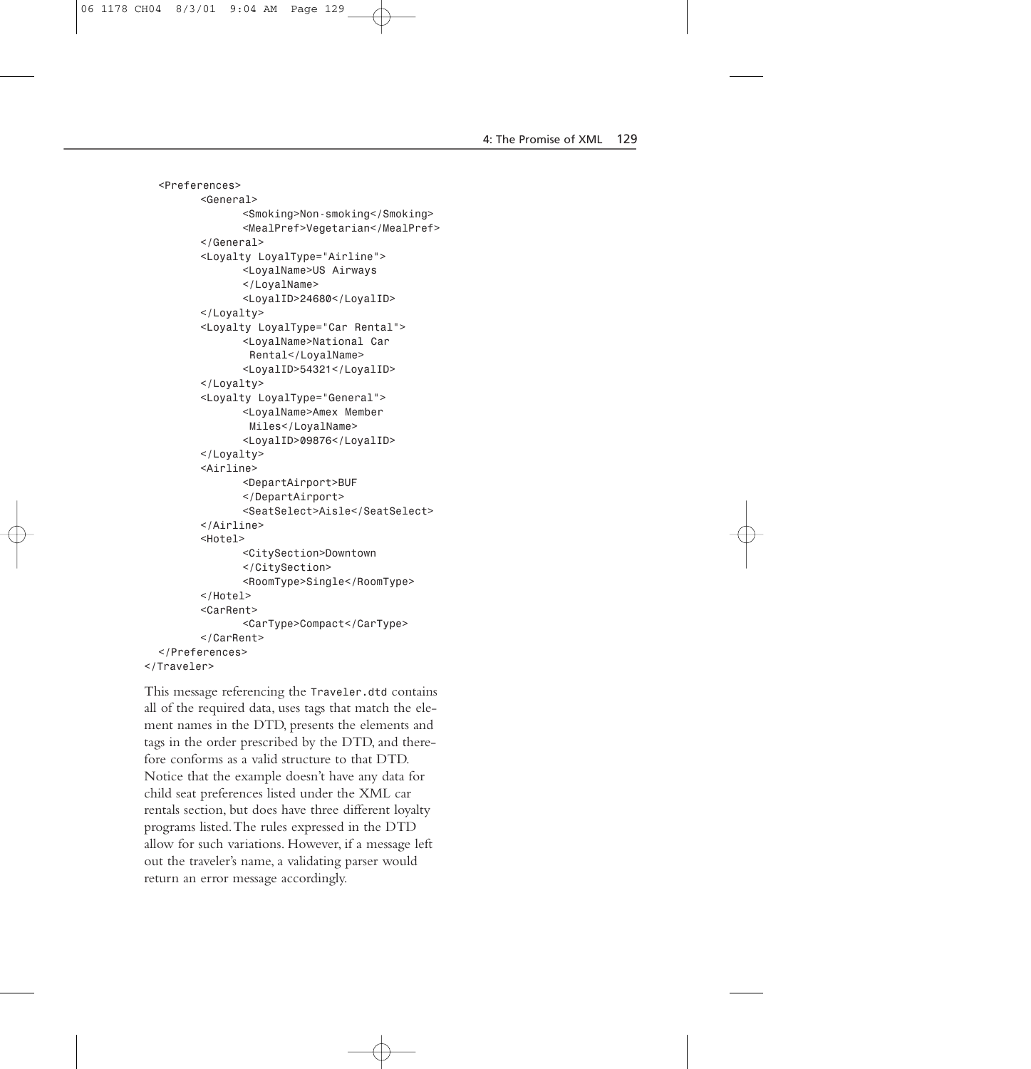```
  <Preferences>
        <General>
              <Smoking>Non-smoking</Smoking>
              <MealPref>Vegetarian</MealPref>
        </General>
        <Loyalty LoyalType="Airline">
              <LoyalName>US Airways
              </LoyalName>
              <LoyalID>24680</LoyalID>
        </Loyalty>
        <Loyalty LoyalType="Car Rental">
              <LoyalName>National Car
               Rental</LoyalName>
              <LoyalID>54321</LoyalID>
        </Loyalty>
        <Loyalty LoyalType="General">
              <LoyalName>Amex Member
               Miles</LoyalName>
              <LoyalID>09876</LoyalID>
        </Loyalty>
        <Airline>
              <DepartAirport>BUF
              </DepartAirport>
              <SeatSelect>Aisle</SeatSelect>
        </Airline>
        <Hotel>
              <CitySection>Downtown
              </CitySection>
              <RoomType>Single</RoomType>
        </Hotel>
        <CarRent>
              <CarType>Compact</CarType>
        </CarRent>
  </Preferences>
</Traveler>
```

This message referencing the `Traveler.dtd` contains all of the required data, uses tags that match the element names in the DTD, presents the elements and tags in the order prescribed by the DTD, and therefore conforms as a valid structure to that DTD. Notice that the example doesn't have any data for child seat preferences listed under the XML car rentals section, but does have three different loyalty programs listed. The rules expressed in the DTD allow for such variations. However, if a message left out the traveler's name, a validating parser would return an error message accordingly.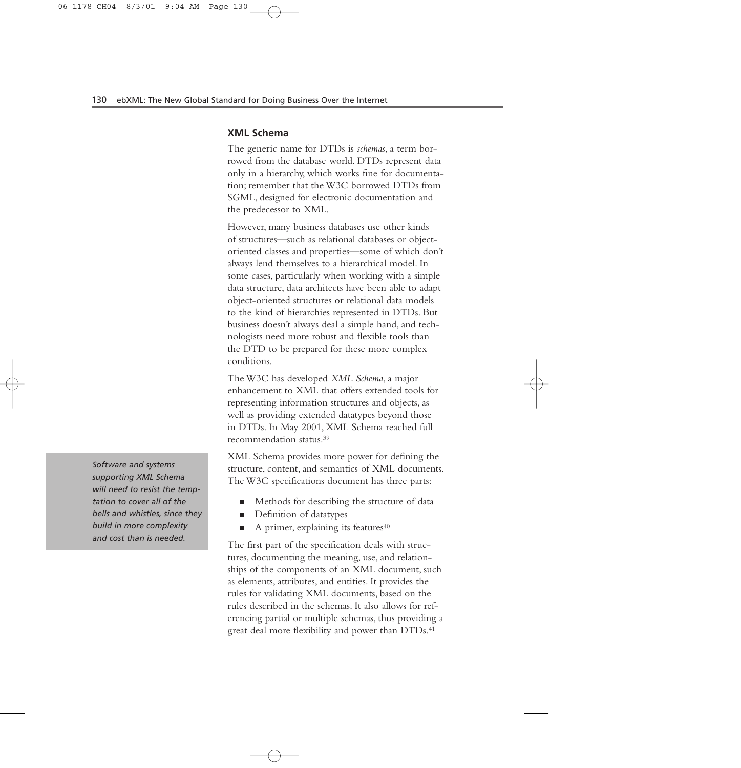### XML Schema

The generic name for DTDs is *schemas*, a term borrowed from the database world. DTDs represent data only in a hierarchy, which works fine for documentation; remember that the W3C borrowed DTDs from SGML, designed for electronic documentation and the predecessor to XML.

However, many business databases use other kinds of structures—such as relational databases or object-oriented classes and properties—some of which don't always lend themselves to a hierarchical model. In some cases, particularly when working with a simple data structure, data architects have been able to adapt object-oriented structures or relational data models to the kind of hierarchies represented in DTDs. But business doesn't always deal a simple hand, and technologists need more robust and flexible tools than the DTD to be prepared for these more complex conditions.

The W3C has developed *XML Schema*, a major enhancement to XML that offers extended tools for representing information structures and objects, as well as providing extended datatypes beyond those in DTDs. In May 2001, XML Schema reached full recommendation status.[39]

> *Software and systems supporting XML Schema will need to resist the temptation to cover all of the bells and whistles, since they build in more complexity and cost than is needed.*

XML Schema provides more power for defining the structure, content, and semantics of XML documents. The W3C specifications document has three parts:

- Methods for describing the structure of data
- Definition of datatypes
- A primer, explaining its features[40]

The first part of the specification deals with structures, documenting the meaning, use, and relationships of the components of an XML document, such as elements, attributes, and entities. It provides the rules for validating XML documents, based on the rules described in the schemas. It also allows for referencing partial or multiple schemas, thus providing a great deal more flexibility and power than DTDs.[41]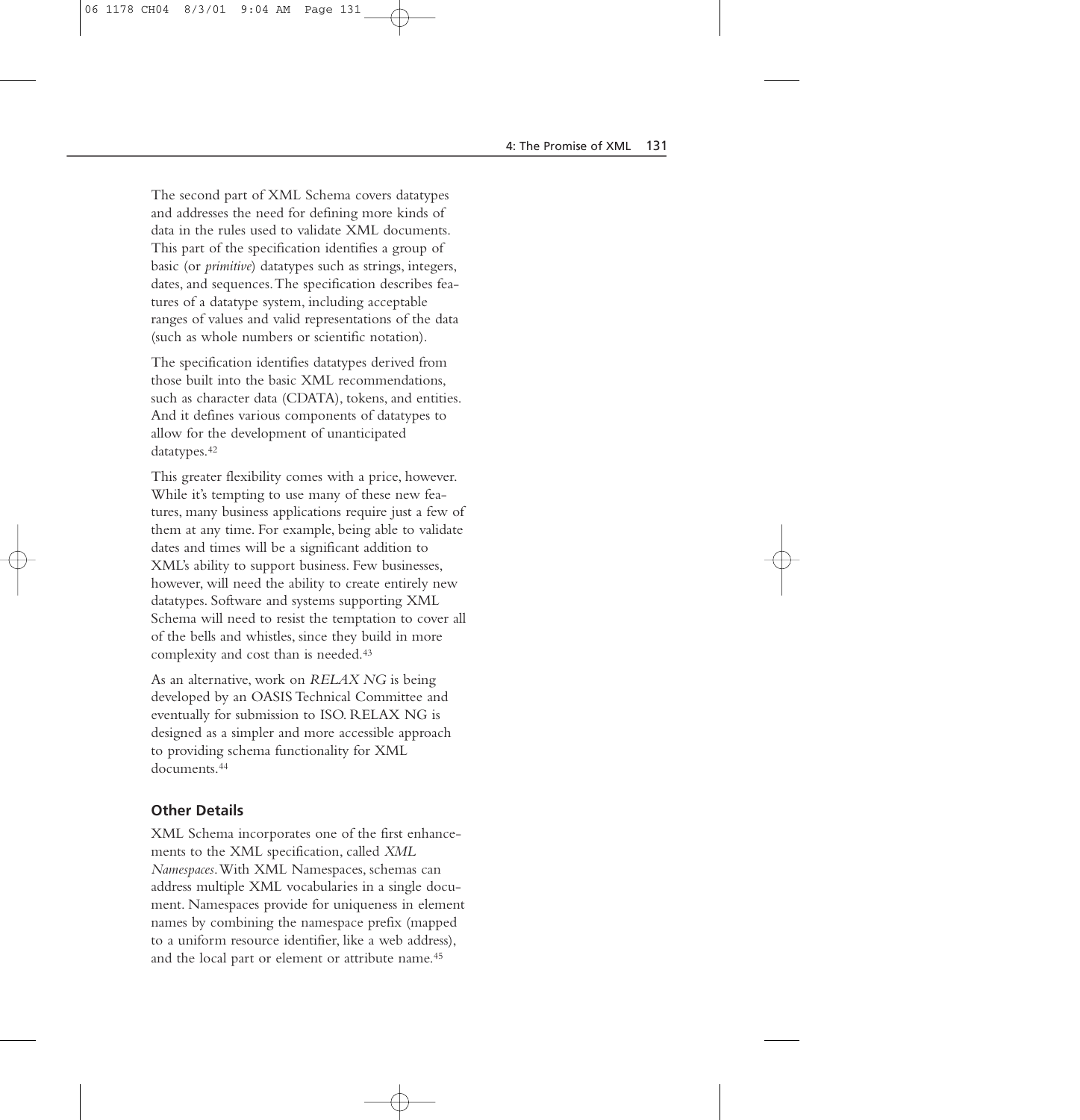The second part of XML Schema covers datatypes and addresses the need for defining more kinds of data in the rules used to validate XML documents. This part of the specification identifies a group of basic (or *primitive*) datatypes such as strings, integers, dates, and sequences. The specification describes features of a datatype system, including acceptable ranges of values and valid representations of the data (such as whole numbers or scientific notation).

The specification identifies datatypes derived from those built into the basic XML recommendations, such as character data (CDATA), tokens, and entities. And it defines various components of datatypes to allow for the development of unanticipated datatypes.[42]

This greater flexibility comes with a price, however. While it's tempting to use many of these new features, many business applications require just a few of them at any time. For example, being able to validate dates and times will be a significant addition to XML's ability to support business. Few businesses, however, will need the ability to create entirely new datatypes. Software and systems supporting XML Schema will need to resist the temptation to cover all of the bells and whistles, since they build in more complexity and cost than is needed.[43]

As an alternative, work on *RELAX NG* is being developed by an OASIS Technical Committee and eventually for submission to ISO. RELAX NG is designed as a simpler and more accessible approach to providing schema functionality for XML documents.[44]

### Other Details

XML Schema incorporates one of the first enhancements to the XML specification, called *XML Namespaces*. With XML Namespaces, schemas can address multiple XML vocabularies in a single document. Namespaces provide for uniqueness in element names by combining the namespace prefix (mapped to a uniform resource identifier, like a web address), and the local part or element or attribute name.[45]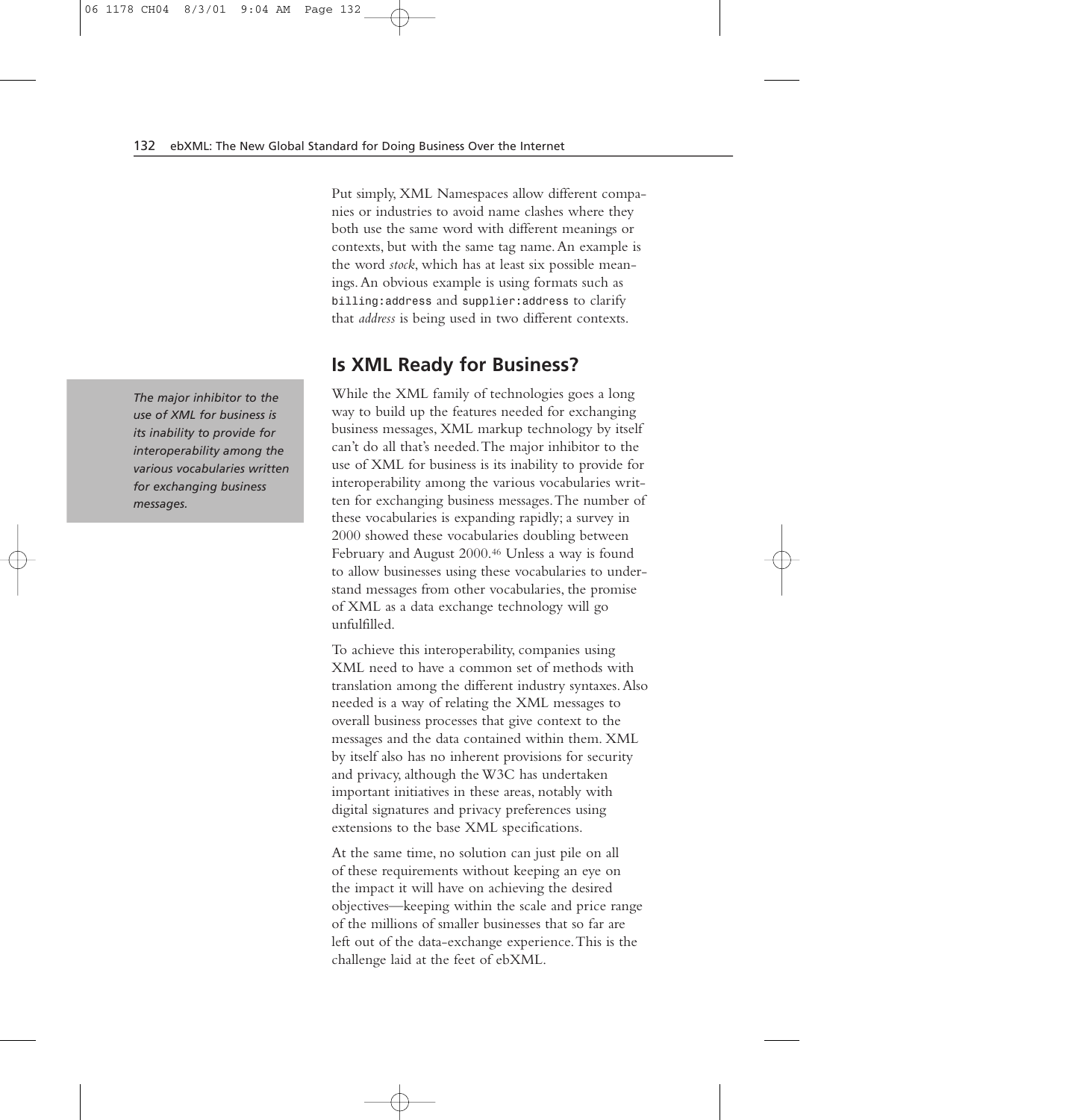Put simply, XML Namespaces allow different companies or industries to avoid name clashes where they both use the same word with different meanings or contexts, but with the same tag name. An example is the word *stock*, which has at least six possible meanings. An obvious example is using formats such as `billing:address` and `supplier:address` to clarify that *address* is being used in two different contexts.

## Is XML Ready for Business?

*The major inhibitor to the use of XML for business is its inability to provide for interoperability among the various vocabularies written for exchanging business messages.*

While the XML family of technologies goes a long way to build up the features needed for exchanging business messages, XML markup technology by itself can't do all that's needed. The major inhibitor to the use of XML for business is its inability to provide for interoperability among the various vocabularies written for exchanging business messages. The number of these vocabularies is expanding rapidly; a survey in 2000 showed these vocabularies doubling between February and August 2000.[46] Unless a way is found to allow businesses using these vocabularies to understand messages from other vocabularies, the promise of XML as a data exchange technology will go unfulfilled.

To achieve this interoperability, companies using XML need to have a common set of methods with translation among the different industry syntaxes. Also needed is a way of relating the XML messages to overall business processes that give context to the messages and the data contained within them. XML by itself also has no inherent provisions for security and privacy, although the W3C has undertaken important initiatives in these areas, notably with digital signatures and privacy preferences using extensions to the base XML specifications.

At the same time, no solution can just pile on all of these requirements without keeping an eye on the impact it will have on achieving the desired objectives—keeping within the scale and price range of the millions of smaller businesses that so far are left out of the data-exchange experience. This is the challenge laid at the feet of ebXML.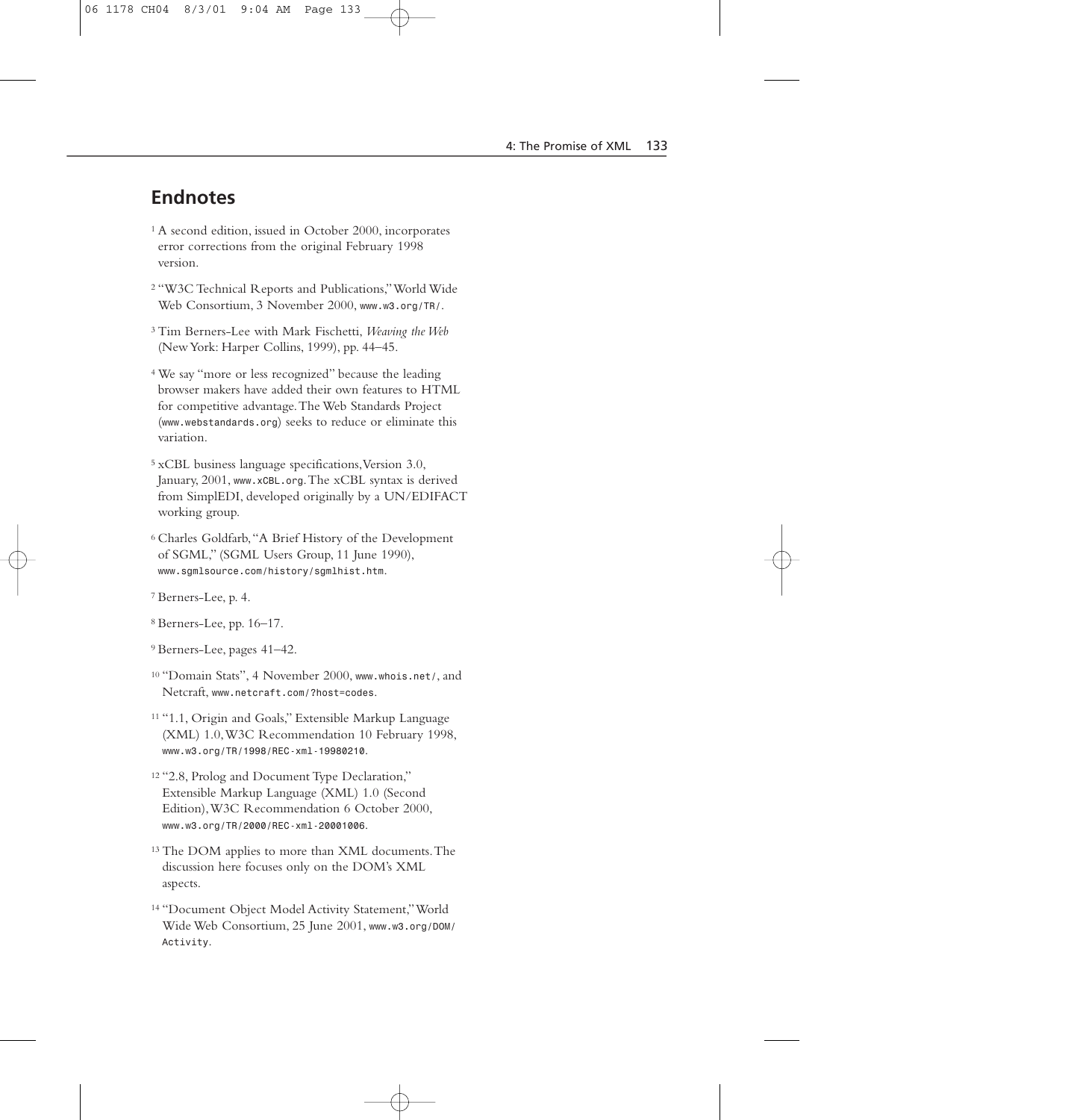## Endnotes

[1] A second edition, issued in October 2000, incorporates error corrections from the original February 1998 version.

[2] "W3C Technical Reports and Publications," World Wide Web Consortium, 3 November 2000, www.w3.org/TR/.

[3] Tim Berners-Lee with Mark Fischetti, *Weaving the Web* (New York: Harper Collins, 1999), pp. 44–45.

[4] We say "more or less recognized" because the leading browser makers have added their own features to HTML for competitive advantage. The Web Standards Project (www.webstandards.org) seeks to reduce or eliminate this variation.

[5] xCBL business language specifications, Version 3.0, January, 2001, www.xCBL.org. The xCBL syntax is derived from SimplEDI, developed originally by a UN/EDIFACT working group.

[6] Charles Goldfarb, "A Brief History of the Development of SGML," (SGML Users Group, 11 June 1990), www.sgmlsource.com/history/sgmlhist.htm.

[7] Berners-Lee, p. 4.

[8] Berners-Lee, pp. 16–17.

[9] Berners-Lee, pages 41–42.

[10] "Domain Stats", 4 November 2000, www.whois.net/, and Netcraft, www.netcraft.com/?host=codes.

[11] "1.1, Origin and Goals," Extensible Markup Language (XML) 1.0, W3C Recommendation 10 February 1998, www.w3.org/TR/1998/REC-xml-19980210.

[12] "2.8, Prolog and Document Type Declaration," Extensible Markup Language (XML) 1.0 (Second Edition), W3C Recommendation 6 October 2000, www.w3.org/TR/2000/REC-xml-20001006.

[13] The DOM applies to more than XML documents. The discussion here focuses only on the DOM's XML aspects.

[14] "Document Object Model Activity Statement," World Wide Web Consortium, 25 June 2001, www.w3.org/DOM/Activity.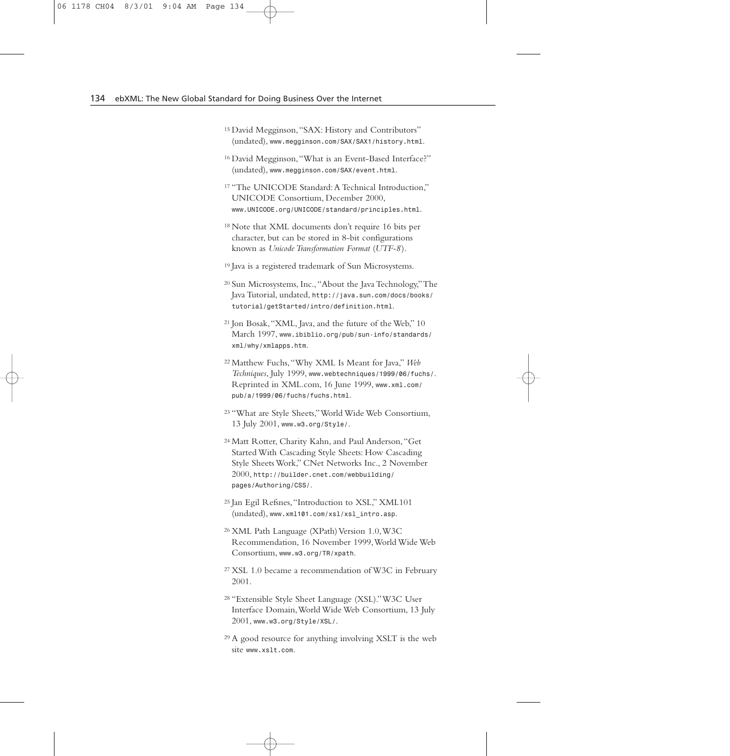[15] David Megginson, "SAX: History and Contributors" (undated), www.megginson.com/SAX/SAX1/history.html.

[16] David Megginson, "What is an Event-Based Interface?" (undated), www.megginson.com/SAX/event.html.

[17] "The UNICODE Standard: A Technical Introduction," UNICODE Consortium, December 2000, www.UNICODE.org/UNICODE/standard/principles.html.

[18] Note that XML documents don't require 16 bits per character, but can be stored in 8-bit configurations known as *Unicode Transformation Format* (*UTF-8*).

[19] Java is a registered trademark of Sun Microsystems.

[20] Sun Microsystems, Inc., "About the Java Technology," The Java Tutorial, undated, http://java.sun.com/docs/books/tutorial/getStarted/intro/definition.html.

[21] Jon Bosak, "XML, Java, and the future of the Web," 10 March 1997, www.ibiblio.org/pub/sun-info/standards/xml/why/xmlapps.htm.

[22] Matthew Fuchs, "Why XML Is Meant for Java," *Web Techniques*, July 1999, www.webtechniques/1999/06/fuchs/. Reprinted in XML.com, 16 June 1999, www.xml.com/pub/a/1999/06/fuchs/fuchs.html.

[23] "What are Style Sheets," World Wide Web Consortium, 13 July 2001, www.w3.org/Style/.

[24] Matt Rotter, Charity Kahn, and Paul Anderson, "Get Started With Cascading Style Sheets: How Cascading Style Sheets Work," CNet Networks Inc., 2 November 2000, http://builder.cnet.com/webbuilding/pages/Authoring/CSS/.

[25] Jan Egil Refsnes, "Introduction to XSL," XML101 (undated), www.xml101.com/xsl/xsl_intro.asp.

[26] XML Path Language (XPath) Version 1.0, W3C Recommendation, 16 November 1999, World Wide Web Consortium, www.w3.org/TR/xpath.

[27] XSL 1.0 became a recommendation of W3C in February 2001.

[28] "Extensible Style Sheet Language (XSL)." W3C User Interface Domain, World Wide Web Consortium, 13 July 2001, www.w3.org/Style/XSL/.

[29] A good resource for anything involving XSLT is the web site www.xslt.com.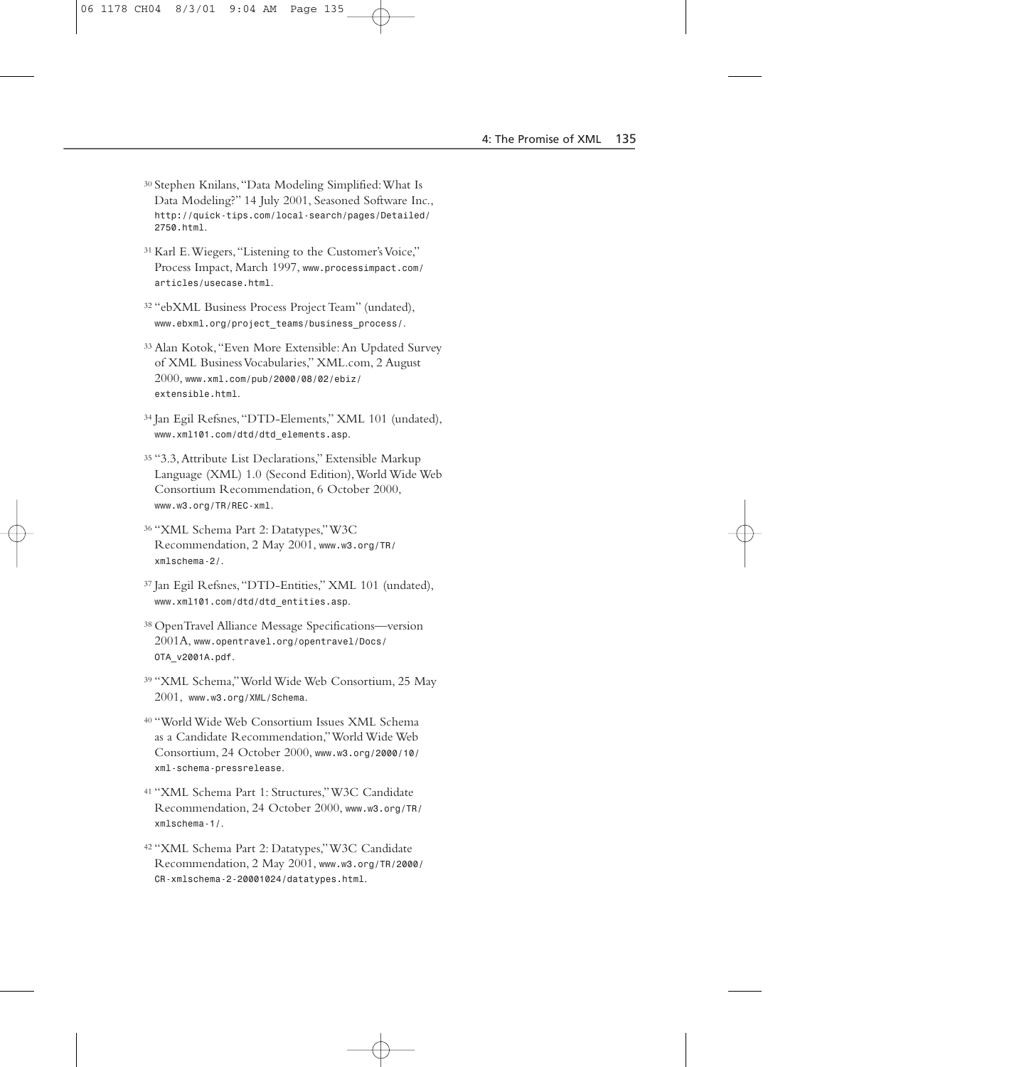[30] Stephen Knilans, "Data Modeling Simplified: What Is Data Modeling?" 14 July 2001, Seasoned Software Inc., http://quick-tips.com/local-search/pages/Detailed/2750.html.

[31] Karl E. Wiegers, "Listening to the Customer's Voice," Process Impact, March 1997, www.processimpact.com/articles/usecase.html.

[32] "ebXML Business Process Project Team" (undated), www.ebxml.org/project_teams/business_process/.

[33] Alan Kotok, "Even More Extensible: An Updated Survey of XML Business Vocabularies," XML.com, 2 August 2000, www.xml.com/pub/2000/08/02/ebiz/extensible.html.

[34] Jan Egil Refsnes, "DTD-Elements," XML 101 (undated), www.xml101.com/dtd/dtd_elements.asp.

[35] "3.3, Attribute List Declarations," Extensible Markup Language (XML) 1.0 (Second Edition), World Wide Web Consortium Recommendation, 6 October 2000, www.w3.org/TR/REC-xml.

[36] "XML Schema Part 2: Datatypes," W3C Recommendation, 2 May 2001, www.w3.org/TR/xmlschema-2/.

[37] Jan Egil Refsnes, "DTD-Entities," XML 101 (undated), www.xml101.com/dtd/dtd_entities.asp.

[38] OpenTravel Alliance Message Specifications—version 2001A, www.opentravel.org/opentravel/Docs/OTA_v2001A.pdf.

[39] "XML Schema," World Wide Web Consortium, 25 May 2001, www.w3.org/XML/Schema.

[40] "World Wide Web Consortium Issues XML Schema as a Candidate Recommendation," World Wide Web Consortium, 24 October 2000, www.w3.org/2000/10/xml-schema-pressrelease.

[41] "XML Schema Part 1: Structures," W3C Candidate Recommendation, 24 October 2000, www.w3.org/TR/xmlschema-1/.

[42] "XML Schema Part 2: Datatypes," W3C Candidate Recommendation, 2 May 2001, www.w3.org/TR/2000/CR-xmlschema-2-20001024/datatypes.html.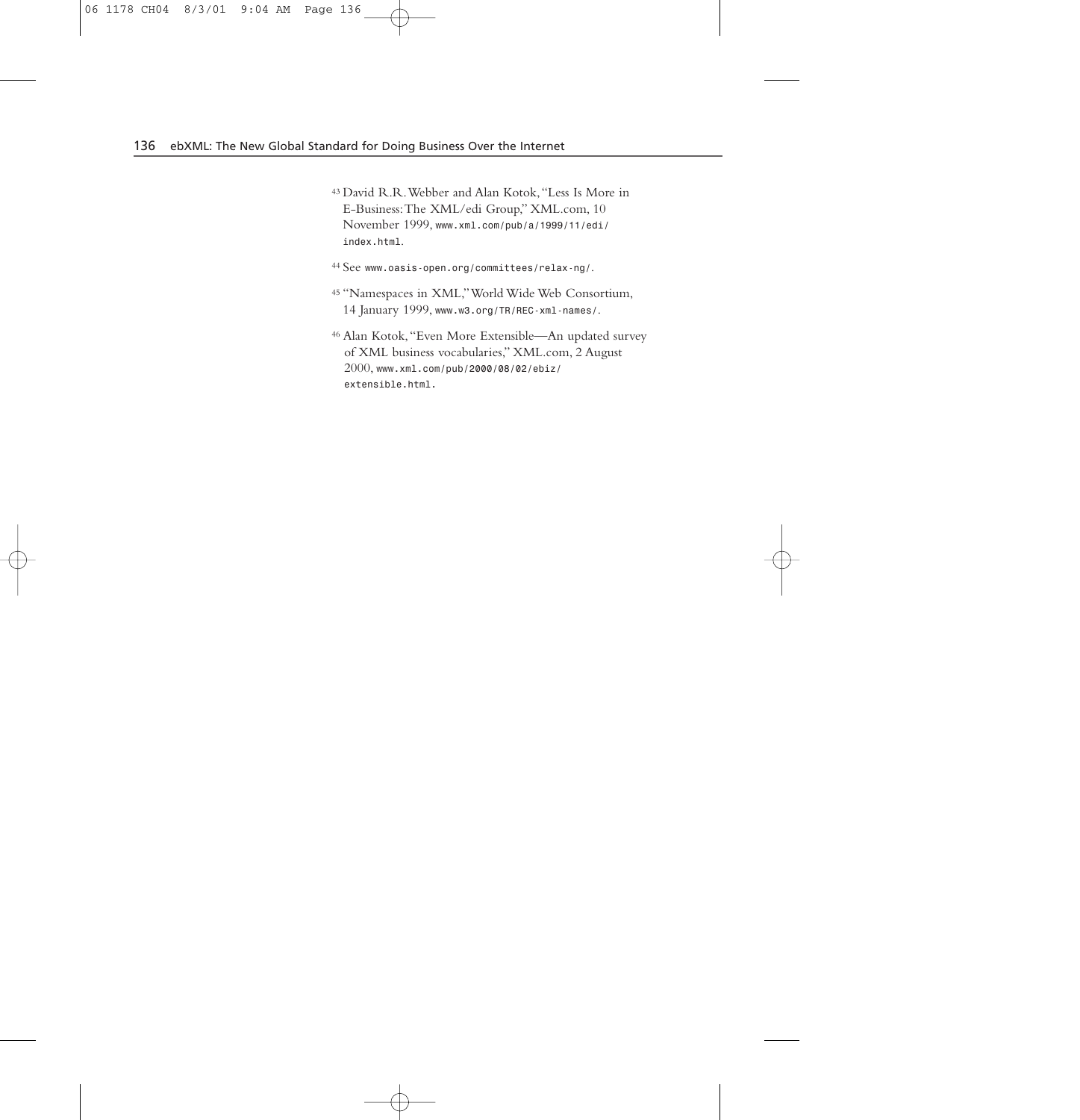[43] David R.R. Webber and Alan Kotok, "Less Is More in E-Business: The XML/edi Group," XML.com, 10 November 1999, www.xml.com/pub/a/1999/11/edi/index.html.

[44] See www.oasis-open.org/committees/relax-ng/.

[45] "Namespaces in XML," World Wide Web Consortium, 14 January 1999, www.w3.org/TR/REC-xml-names/.

[46] Alan Kotok, "Even More Extensible—An updated survey of XML business vocabularies," XML.com, 2 August 2000, www.xml.com/pub/2000/08/02/ebiz/extensible.html.